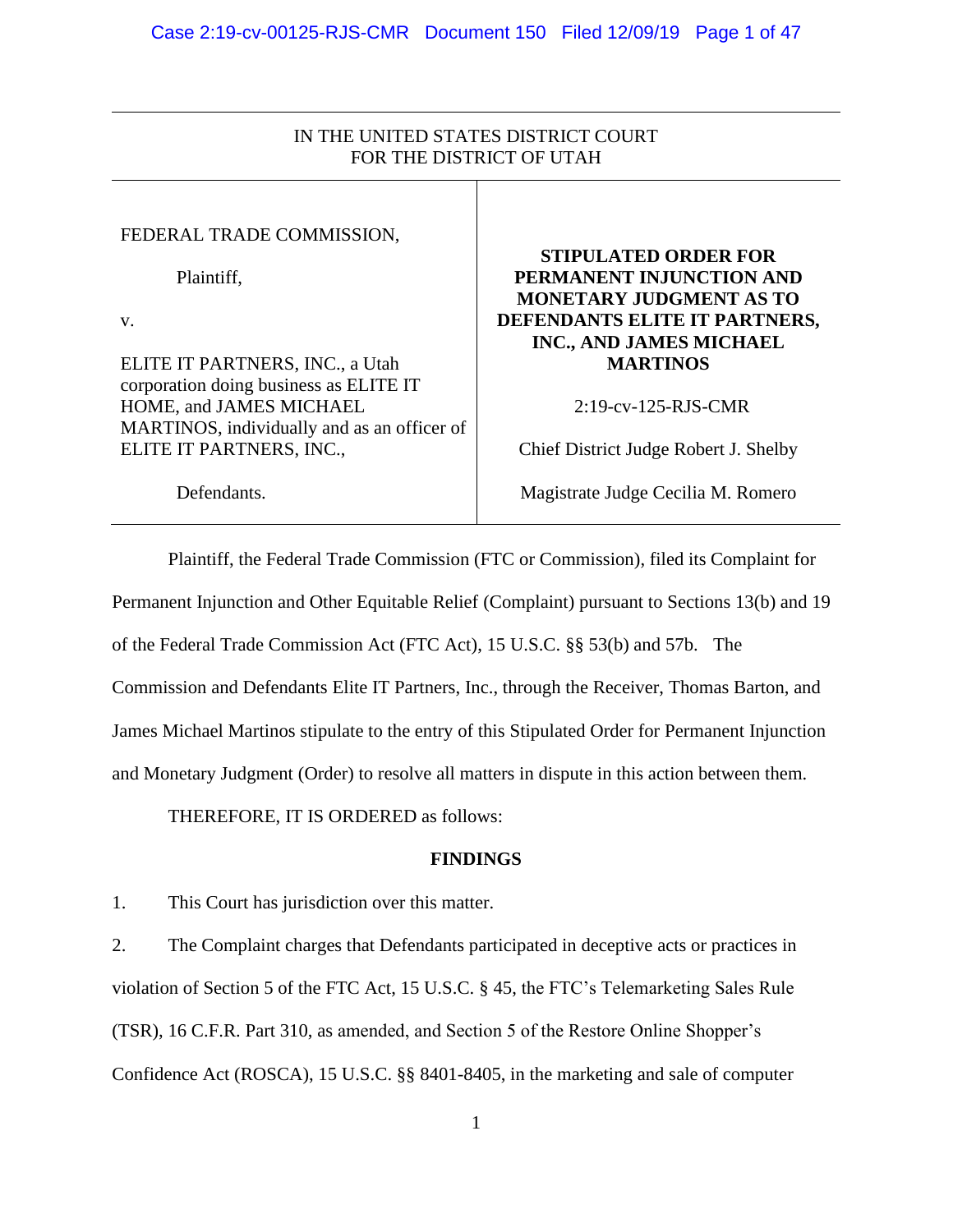IN THE UNITED STATES DISTRICT COURT
FOR THE DISTRICT OF UTAH

| | |
|---|---|
| FEDERAL TRADE COMMISSION,<br><br>Plaintiff,<br><br>v.<br><br>ELITE IT PARTNERS, INC., a Utah corporation doing business as ELITE IT HOME, and JAMES MICHAEL MARTINOS, individually and as an officer of ELITE IT PARTNERS, INC.,<br><br>Defendants. | **STIPULATED ORDER FOR PERMANENT INJUNCTION AND MONETARY JUDGMENT AS TO DEFENDANTS ELITE IT PARTNERS, INC., AND JAMES MICHAEL MARTINOS**<br><br>2:19-cv-125-RJS-CMR<br><br>Chief District Judge Robert J. Shelby<br><br>Magistrate Judge Cecilia M. Romero |

Plaintiff, the Federal Trade Commission (FTC or Commission), filed its Complaint for Permanent Injunction and Other Equitable Relief (Complaint) pursuant to Sections 13(b) and 19 of the Federal Trade Commission Act (FTC Act), 15 U.S.C. §§ 53(b) and 57b. The Commission and Defendants Elite IT Partners, Inc., through the Receiver, Thomas Barton, and James Michael Martinos stipulate to the entry of this Stipulated Order for Permanent Injunction and Monetary Judgment (Order) to resolve all matters in dispute in this action between them.

THEREFORE, IT IS ORDERED as follows:

**FINDINGS**

1. This Court has jurisdiction over this matter.

2. The Complaint charges that Defendants participated in deceptive acts or practices in violation of Section 5 of the FTC Act, 15 U.S.C. § 45, the FTC's Telemarketing Sales Rule (TSR), 16 C.F.R. Part 310, as amended, and Section 5 of the Restore Online Shopper's Confidence Act (ROSCA), 15 U.S.C. §§ 8401-8405, in the marketing and sale of computer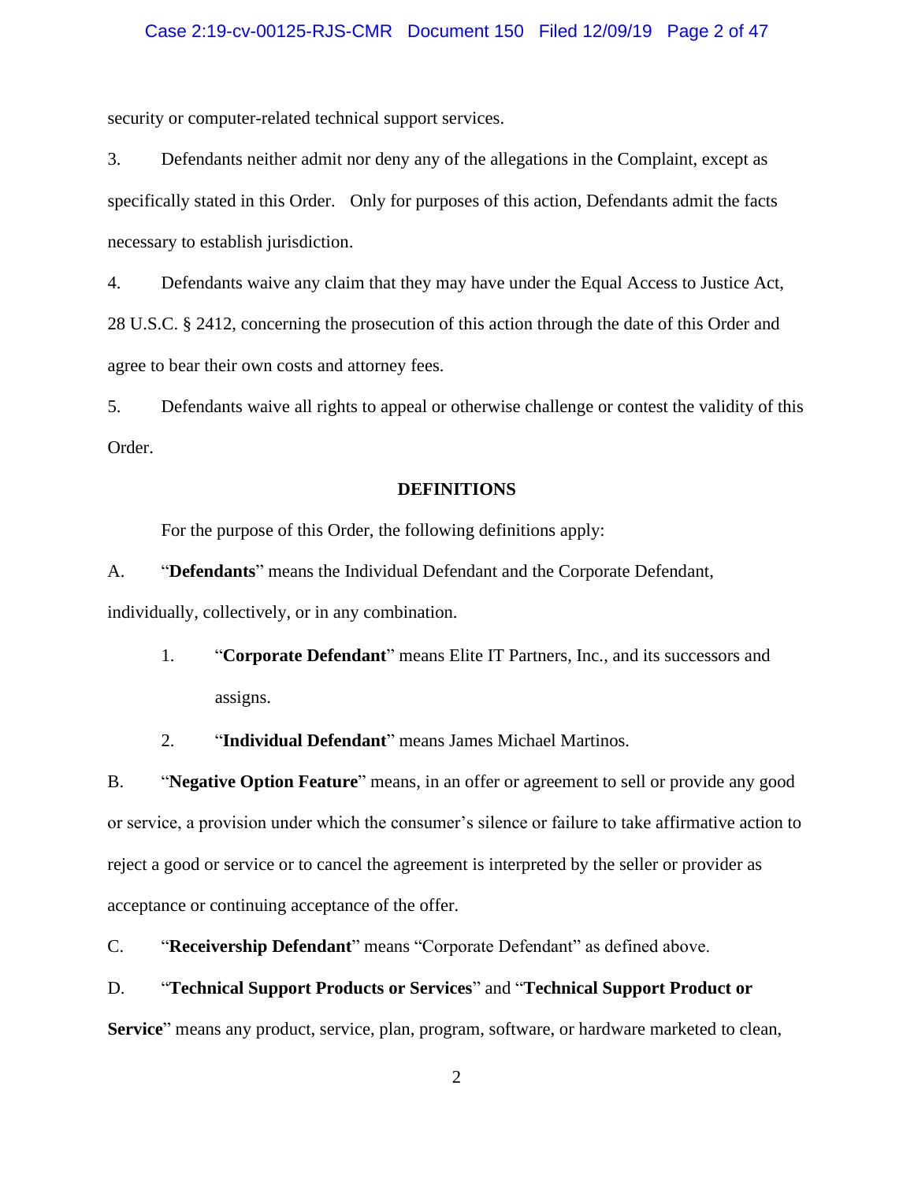security or computer-related technical support services.

3. Defendants neither admit nor deny any of the allegations in the Complaint, except as specifically stated in this Order. Only for purposes of this action, Defendants admit the facts necessary to establish jurisdiction.

4. Defendants waive any claim that they may have under the Equal Access to Justice Act, 28 U.S.C. § 2412, concerning the prosecution of this action through the date of this Order and agree to bear their own costs and attorney fees.

5. Defendants waive all rights to appeal or otherwise challenge or contest the validity of this Order.

## DEFINITIONS

For the purpose of this Order, the following definitions apply:

A. "**Defendants**" means the Individual Defendant and the Corporate Defendant, individually, collectively, or in any combination.

1. "**Corporate Defendant**" means Elite IT Partners, Inc., and its successors and assigns.

2. "**Individual Defendant**" means James Michael Martinos.

B. "**Negative Option Feature**" means, in an offer or agreement to sell or provide any good or service, a provision under which the consumer's silence or failure to take affirmative action to reject a good or service or to cancel the agreement is interpreted by the seller or provider as acceptance or continuing acceptance of the offer.

C. "**Receivership Defendant**" means "Corporate Defendant" as defined above.

D. "**Technical Support Products or Services**" and "**Technical Support Product or Service**" means any product, service, plan, program, software, or hardware marketed to clean,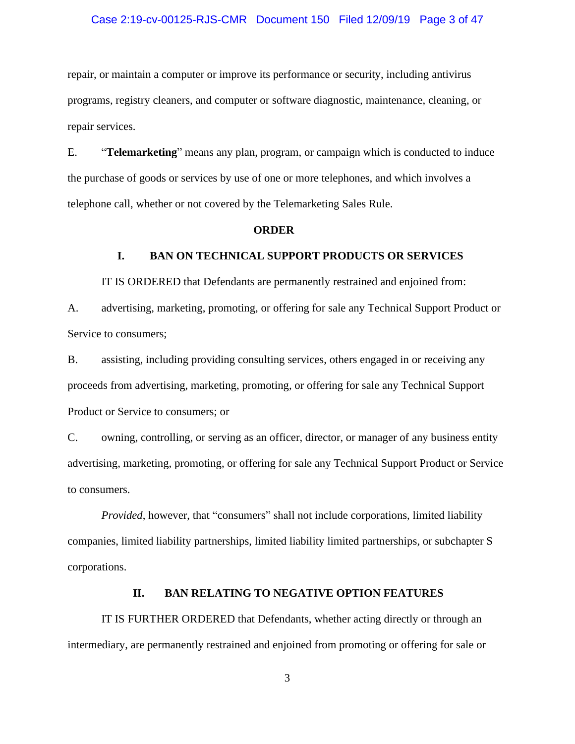repair, or maintain a computer or improve its performance or security, including antivirus programs, registry cleaners, and computer or software diagnostic, maintenance, cleaning, or repair services.

E. "**Telemarketing**" means any plan, program, or campaign which is conducted to induce the purchase of goods or services by use of one or more telephones, and which involves a telephone call, whether or not covered by the Telemarketing Sales Rule.

## ORDER

### I. BAN ON TECHNICAL SUPPORT PRODUCTS OR SERVICES

IT IS ORDERED that Defendants are permanently restrained and enjoined from:

A. advertising, marketing, promoting, or offering for sale any Technical Support Product or Service to consumers;

B. assisting, including providing consulting services, others engaged in or receiving any proceeds from advertising, marketing, promoting, or offering for sale any Technical Support Product or Service to consumers; or

C. owning, controlling, or serving as an officer, director, or manager of any business entity advertising, marketing, promoting, or offering for sale any Technical Support Product or Service to consumers.

*Provided*, however, that "consumers" shall not include corporations, limited liability companies, limited liability partnerships, limited liability limited partnerships, or subchapter S corporations.

### II. BAN RELATING TO NEGATIVE OPTION FEATURES

IT IS FURTHER ORDERED that Defendants, whether acting directly or through an intermediary, are permanently restrained and enjoined from promoting or offering for sale or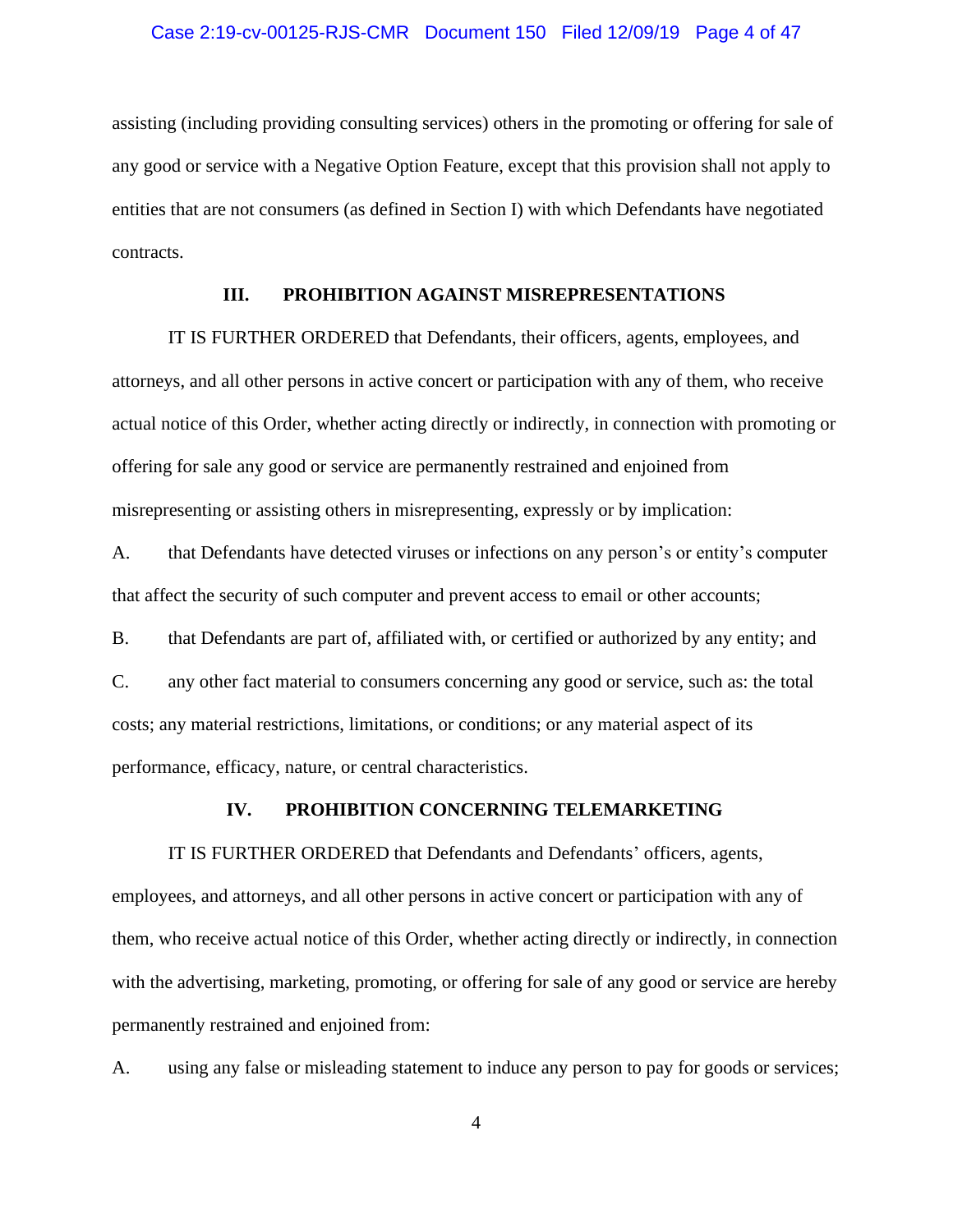assisting (including providing consulting services) others in the promoting or offering for sale of any good or service with a Negative Option Feature, except that this provision shall not apply to entities that are not consumers (as defined in Section I) with which Defendants have negotiated contracts.

## III. PROHIBITION AGAINST MISREPRESENTATIONS

IT IS FURTHER ORDERED that Defendants, their officers, agents, employees, and attorneys, and all other persons in active concert or participation with any of them, who receive actual notice of this Order, whether acting directly or indirectly, in connection with promoting or offering for sale any good or service are permanently restrained and enjoined from misrepresenting or assisting others in misrepresenting, expressly or by implication:

A. that Defendants have detected viruses or infections on any person's or entity's computer that affect the security of such computer and prevent access to email or other accounts;

B. that Defendants are part of, affiliated with, or certified or authorized by any entity; and

C. any other fact material to consumers concerning any good or service, such as: the total costs; any material restrictions, limitations, or conditions; or any material aspect of its performance, efficacy, nature, or central characteristics.

## IV. PROHIBITION CONCERNING TELEMARKETING

IT IS FURTHER ORDERED that Defendants and Defendants' officers, agents, employees, and attorneys, and all other persons in active concert or participation with any of them, who receive actual notice of this Order, whether acting directly or indirectly, in connection with the advertising, marketing, promoting, or offering for sale of any good or service are hereby permanently restrained and enjoined from:

A. using any false or misleading statement to induce any person to pay for goods or services;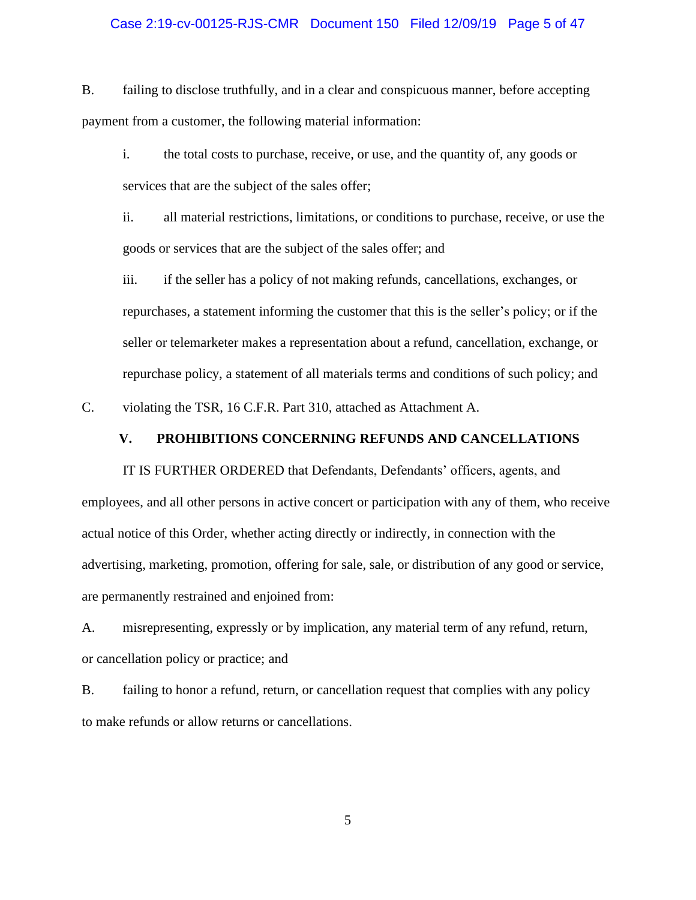B. failing to disclose truthfully, and in a clear and conspicuous manner, before accepting payment from a customer, the following material information:

i. the total costs to purchase, receive, or use, and the quantity of, any goods or services that are the subject of the sales offer;

ii. all material restrictions, limitations, or conditions to purchase, receive, or use the goods or services that are the subject of the sales offer; and

iii. if the seller has a policy of not making refunds, cancellations, exchanges, or repurchases, a statement informing the customer that this is the seller's policy; or if the seller or telemarketer makes a representation about a refund, cancellation, exchange, or repurchase policy, a statement of all materials terms and conditions of such policy; and

C. violating the TSR, 16 C.F.R. Part 310, attached as Attachment A.

## V. PROHIBITIONS CONCERNING REFUNDS AND CANCELLATIONS

IT IS FURTHER ORDERED that Defendants, Defendants' officers, agents, and employees, and all other persons in active concert or participation with any of them, who receive actual notice of this Order, whether acting directly or indirectly, in connection with the advertising, marketing, promotion, offering for sale, sale, or distribution of any good or service, are permanently restrained and enjoined from:

A. misrepresenting, expressly or by implication, any material term of any refund, return, or cancellation policy or practice; and

B. failing to honor a refund, return, or cancellation request that complies with any policy to make refunds or allow returns or cancellations.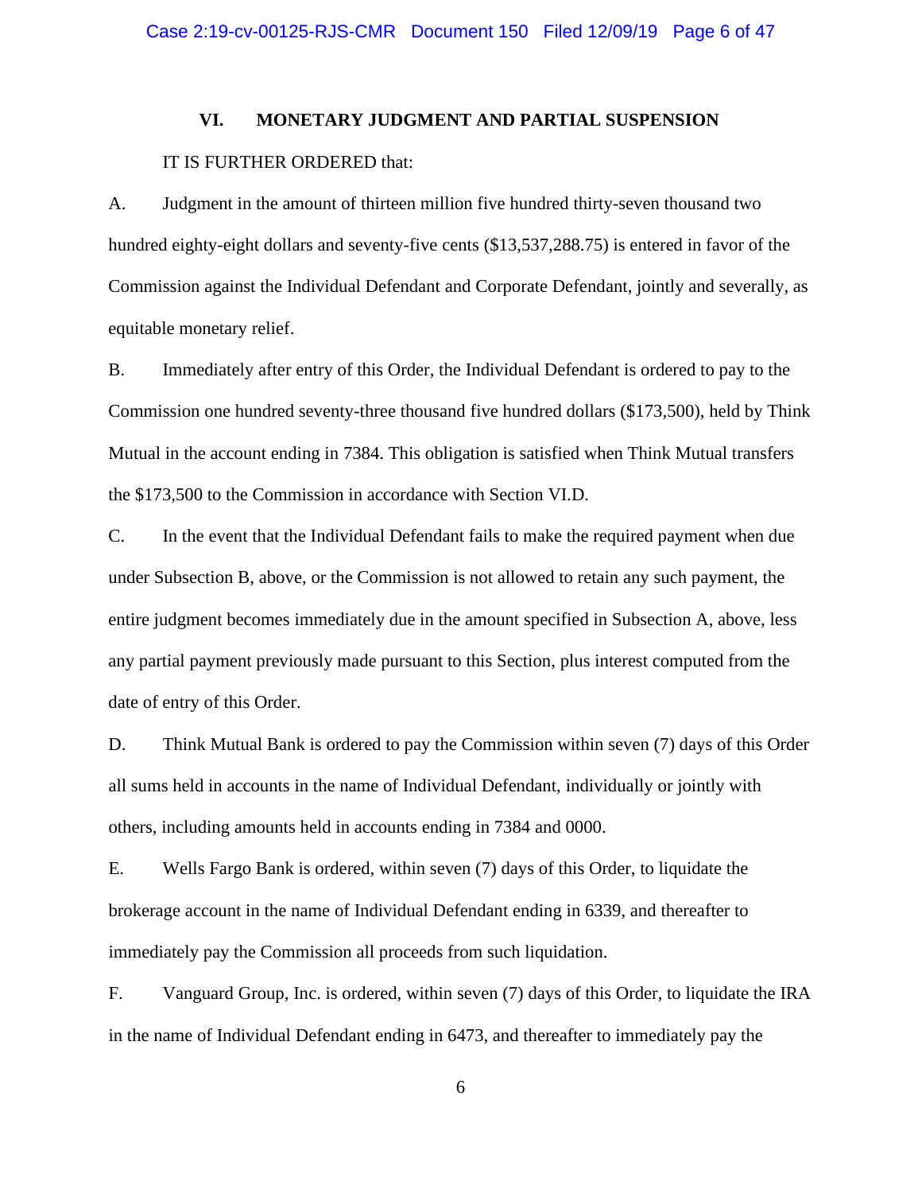## VI. MONETARY JUDGMENT AND PARTIAL SUSPENSION

IT IS FURTHER ORDERED that:

A. Judgment in the amount of thirteen million five hundred thirty-seven thousand two hundred eighty-eight dollars and seventy-five cents ($13,537,288.75) is entered in favor of the Commission against the Individual Defendant and Corporate Defendant, jointly and severally, as equitable monetary relief.

B. Immediately after entry of this Order, the Individual Defendant is ordered to pay to the Commission one hundred seventy-three thousand five hundred dollars ($173,500), held by Think Mutual in the account ending in 7384. This obligation is satisfied when Think Mutual transfers the $173,500 to the Commission in accordance with Section VI.D.

C. In the event that the Individual Defendant fails to make the required payment when due under Subsection B, above, or the Commission is not allowed to retain any such payment, the entire judgment becomes immediately due in the amount specified in Subsection A, above, less any partial payment previously made pursuant to this Section, plus interest computed from the date of entry of this Order.

D. Think Mutual Bank is ordered to pay the Commission within seven (7) days of this Order all sums held in accounts in the name of Individual Defendant, individually or jointly with others, including amounts held in accounts ending in 7384 and 0000.

E. Wells Fargo Bank is ordered, within seven (7) days of this Order, to liquidate the brokerage account in the name of Individual Defendant ending in 6339, and thereafter to immediately pay the Commission all proceeds from such liquidation.

F. Vanguard Group, Inc. is ordered, within seven (7) days of this Order, to liquidate the IRA in the name of Individual Defendant ending in 6473, and thereafter to immediately pay the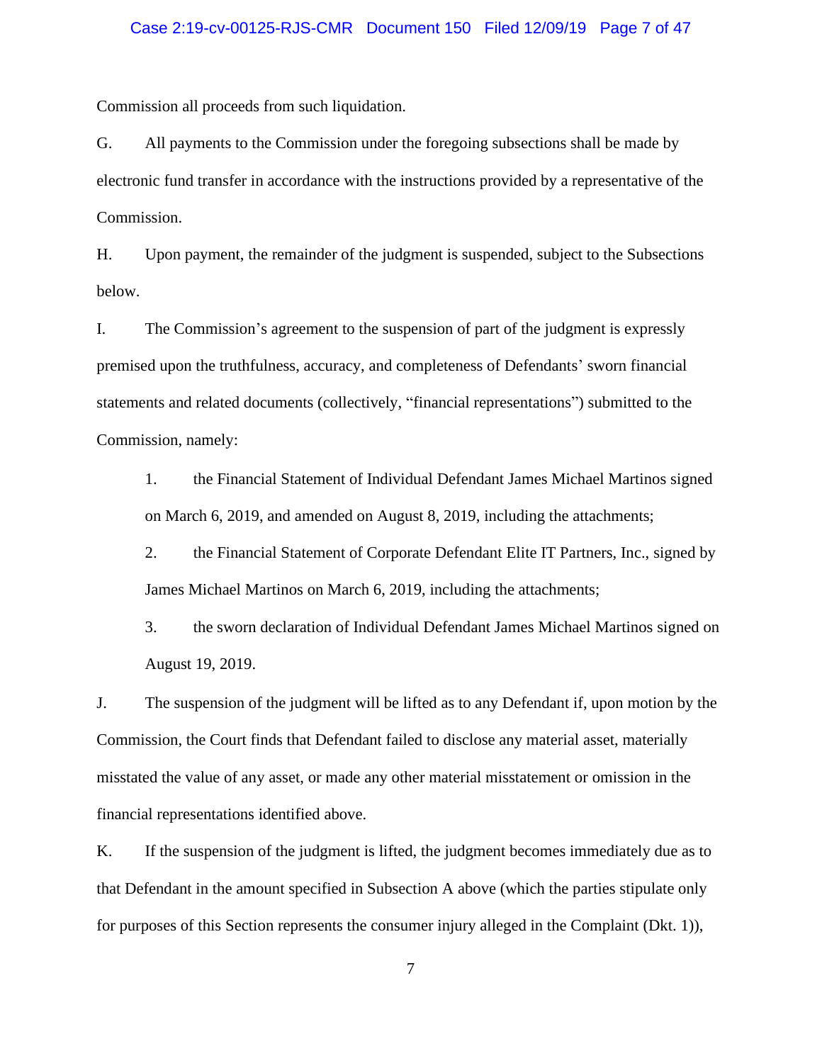Commission all proceeds from such liquidation.

G. All payments to the Commission under the foregoing subsections shall be made by electronic fund transfer in accordance with the instructions provided by a representative of the Commission.

H. Upon payment, the remainder of the judgment is suspended, subject to the Subsections below.

I. The Commission's agreement to the suspension of part of the judgment is expressly premised upon the truthfulness, accuracy, and completeness of Defendants' sworn financial statements and related documents (collectively, "financial representations") submitted to the Commission, namely:

1. the Financial Statement of Individual Defendant James Michael Martinos signed on March 6, 2019, and amended on August 8, 2019, including the attachments;

2. the Financial Statement of Corporate Defendant Elite IT Partners, Inc., signed by James Michael Martinos on March 6, 2019, including the attachments;

3. the sworn declaration of Individual Defendant James Michael Martinos signed on August 19, 2019.

J. The suspension of the judgment will be lifted as to any Defendant if, upon motion by the Commission, the Court finds that Defendant failed to disclose any material asset, materially misstated the value of any asset, or made any other material misstatement or omission in the financial representations identified above.

K. If the suspension of the judgment is lifted, the judgment becomes immediately due as to that Defendant in the amount specified in Subsection A above (which the parties stipulate only for purposes of this Section represents the consumer injury alleged in the Complaint (Dkt. 1)),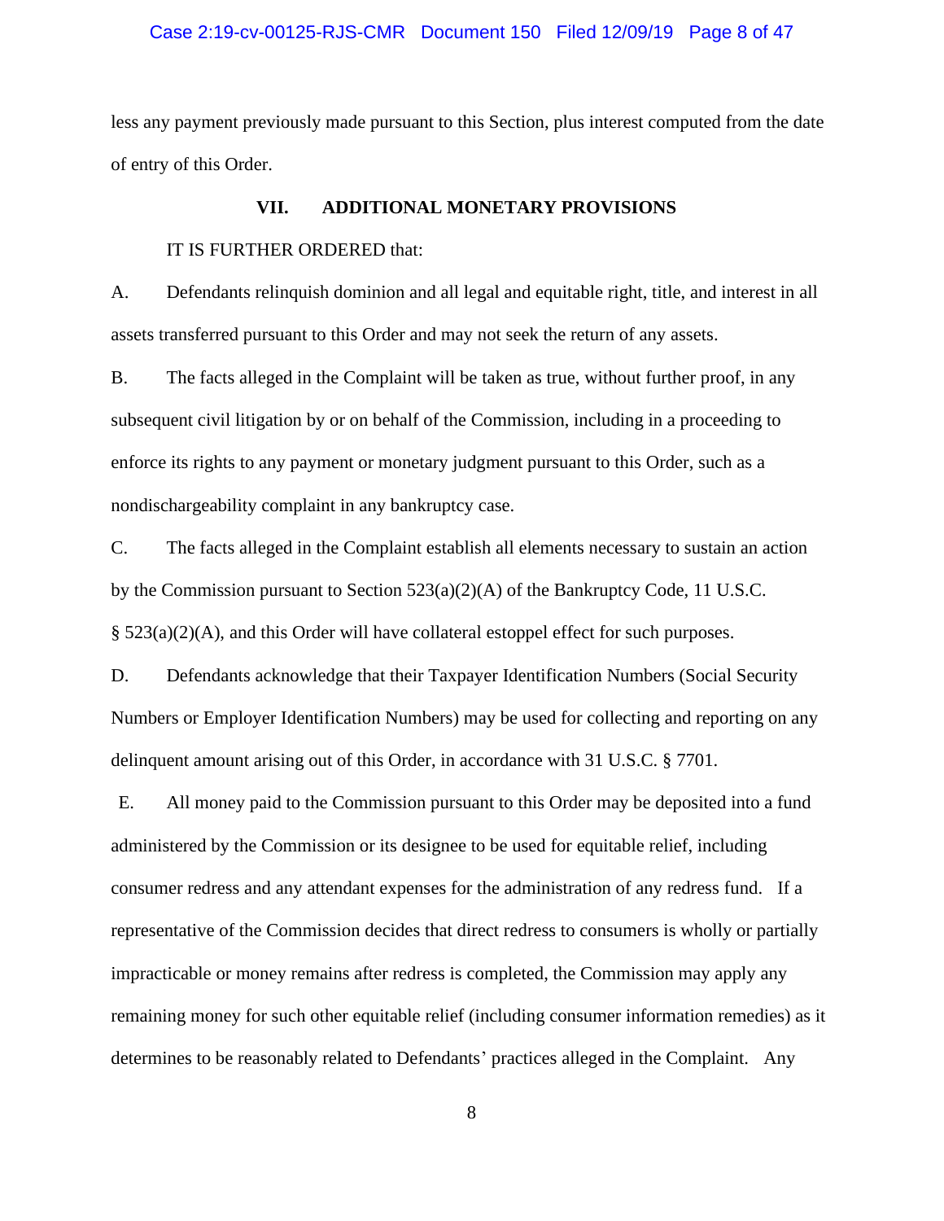less any payment previously made pursuant to this Section, plus interest computed from the date of entry of this Order.

## VII. ADDITIONAL MONETARY PROVISIONS

IT IS FURTHER ORDERED that:

A. Defendants relinquish dominion and all legal and equitable right, title, and interest in all assets transferred pursuant to this Order and may not seek the return of any assets.

B. The facts alleged in the Complaint will be taken as true, without further proof, in any subsequent civil litigation by or on behalf of the Commission, including in a proceeding to enforce its rights to any payment or monetary judgment pursuant to this Order, such as a nondischargeability complaint in any bankruptcy case.

C. The facts alleged in the Complaint establish all elements necessary to sustain an action by the Commission pursuant to Section 523(a)(2)(A) of the Bankruptcy Code, 11 U.S.C. § 523(a)(2)(A), and this Order will have collateral estoppel effect for such purposes.

D. Defendants acknowledge that their Taxpayer Identification Numbers (Social Security Numbers or Employer Identification Numbers) may be used for collecting and reporting on any delinquent amount arising out of this Order, in accordance with 31 U.S.C. § 7701.

E. All money paid to the Commission pursuant to this Order may be deposited into a fund administered by the Commission or its designee to be used for equitable relief, including consumer redress and any attendant expenses for the administration of any redress fund. If a representative of the Commission decides that direct redress to consumers is wholly or partially impracticable or money remains after redress is completed, the Commission may apply any remaining money for such other equitable relief (including consumer information remedies) as it determines to be reasonably related to Defendants' practices alleged in the Complaint. Any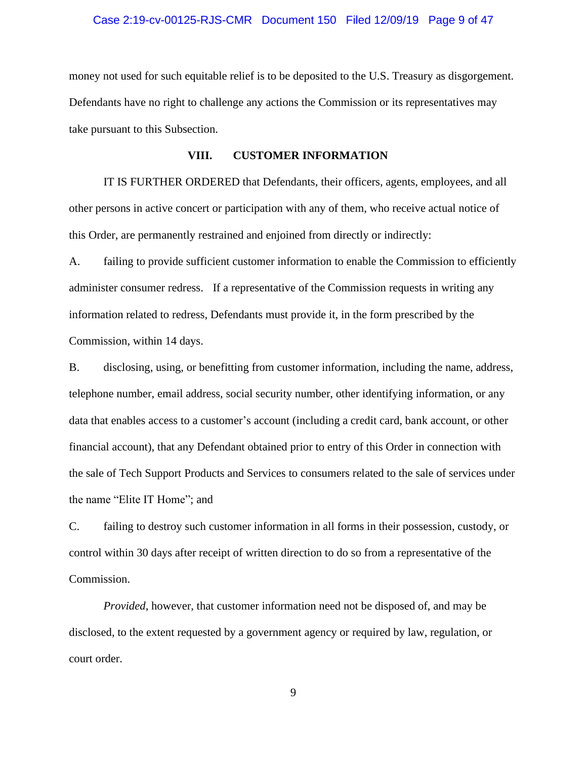money not used for such equitable relief is to be deposited to the U.S. Treasury as disgorgement. Defendants have no right to challenge any actions the Commission or its representatives may take pursuant to this Subsection.

## VIII. CUSTOMER INFORMATION

IT IS FURTHER ORDERED that Defendants, their officers, agents, employees, and all other persons in active concert or participation with any of them, who receive actual notice of this Order, are permanently restrained and enjoined from directly or indirectly:

A. failing to provide sufficient customer information to enable the Commission to efficiently administer consumer redress. If a representative of the Commission requests in writing any information related to redress, Defendants must provide it, in the form prescribed by the Commission, within 14 days.

B. disclosing, using, or benefitting from customer information, including the name, address, telephone number, email address, social security number, other identifying information, or any data that enables access to a customer's account (including a credit card, bank account, or other financial account), that any Defendant obtained prior to entry of this Order in connection with the sale of Tech Support Products and Services to consumers related to the sale of services under the name "Elite IT Home"; and

C. failing to destroy such customer information in all forms in their possession, custody, or control within 30 days after receipt of written direction to do so from a representative of the Commission.

*Provided*, however, that customer information need not be disposed of, and may be disclosed, to the extent requested by a government agency or required by law, regulation, or court order.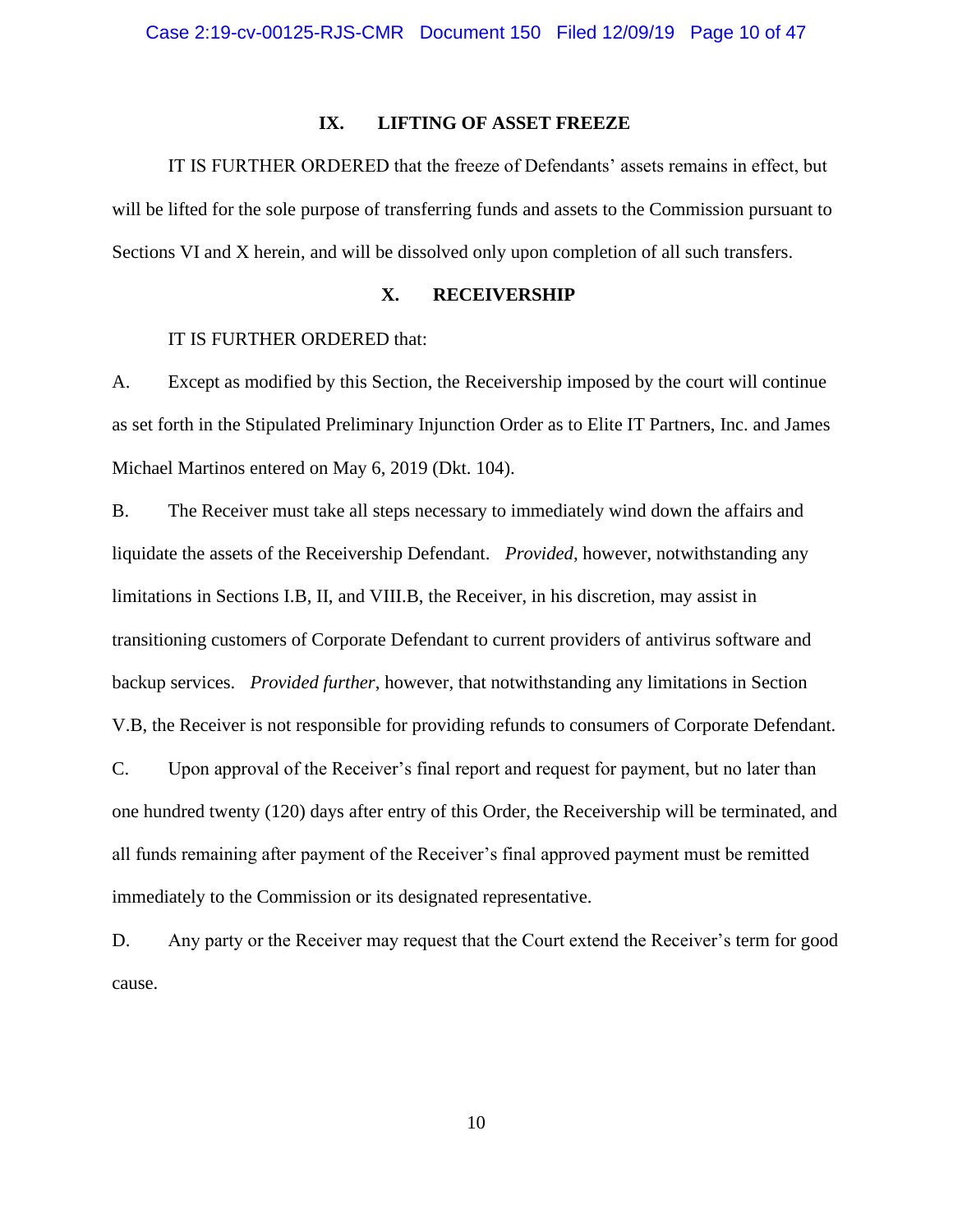## IX. LIFTING OF ASSET FREEZE

IT IS FURTHER ORDERED that the freeze of Defendants' assets remains in effect, but will be lifted for the sole purpose of transferring funds and assets to the Commission pursuant to Sections VI and X herein, and will be dissolved only upon completion of all such transfers.

## X. RECEIVERSHIP

IT IS FURTHER ORDERED that:

A. Except as modified by this Section, the Receivership imposed by the court will continue as set forth in the Stipulated Preliminary Injunction Order as to Elite IT Partners, Inc. and James Michael Martinos entered on May 6, 2019 (Dkt. 104).

B. The Receiver must take all steps necessary to immediately wind down the affairs and liquidate the assets of the Receivership Defendant. *Provided*, however, notwithstanding any limitations in Sections I.B, II, and VIII.B, the Receiver, in his discretion, may assist in transitioning customers of Corporate Defendant to current providers of antivirus software and backup services. *Provided further*, however, that notwithstanding any limitations in Section V.B, the Receiver is not responsible for providing refunds to consumers of Corporate Defendant.

C. Upon approval of the Receiver's final report and request for payment, but no later than one hundred twenty (120) days after entry of this Order, the Receivership will be terminated, and all funds remaining after payment of the Receiver's final approved payment must be remitted immediately to the Commission or its designated representative.

D. Any party or the Receiver may request that the Court extend the Receiver's term for good cause.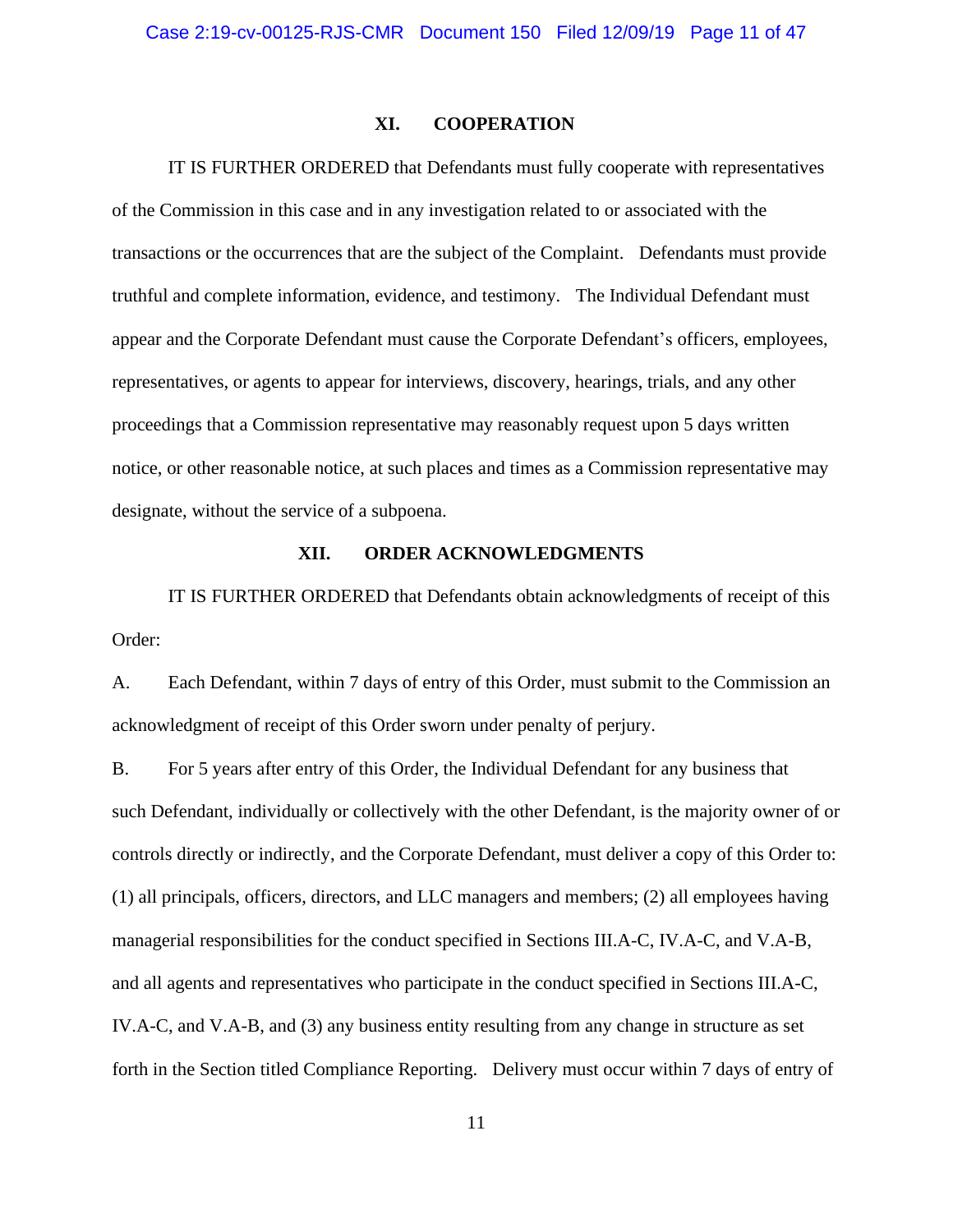## XI. COOPERATION

IT IS FURTHER ORDERED that Defendants must fully cooperate with representatives of the Commission in this case and in any investigation related to or associated with the transactions or the occurrences that are the subject of the Complaint. Defendants must provide truthful and complete information, evidence, and testimony. The Individual Defendant must appear and the Corporate Defendant must cause the Corporate Defendant's officers, employees, representatives, or agents to appear for interviews, discovery, hearings, trials, and any other proceedings that a Commission representative may reasonably request upon 5 days written notice, or other reasonable notice, at such places and times as a Commission representative may designate, without the service of a subpoena.

## XII. ORDER ACKNOWLEDGMENTS

IT IS FURTHER ORDERED that Defendants obtain acknowledgments of receipt of this Order:

A. Each Defendant, within 7 days of entry of this Order, must submit to the Commission an acknowledgment of receipt of this Order sworn under penalty of perjury.

B. For 5 years after entry of this Order, the Individual Defendant for any business that such Defendant, individually or collectively with the other Defendant, is the majority owner of or controls directly or indirectly, and the Corporate Defendant, must deliver a copy of this Order to: (1) all principals, officers, directors, and LLC managers and members; (2) all employees having managerial responsibilities for the conduct specified in Sections III.A-C, IV.A-C, and V.A-B, and all agents and representatives who participate in the conduct specified in Sections III.A-C, IV.A-C, and V.A-B, and (3) any business entity resulting from any change in structure as set forth in the Section titled Compliance Reporting. Delivery must occur within 7 days of entry of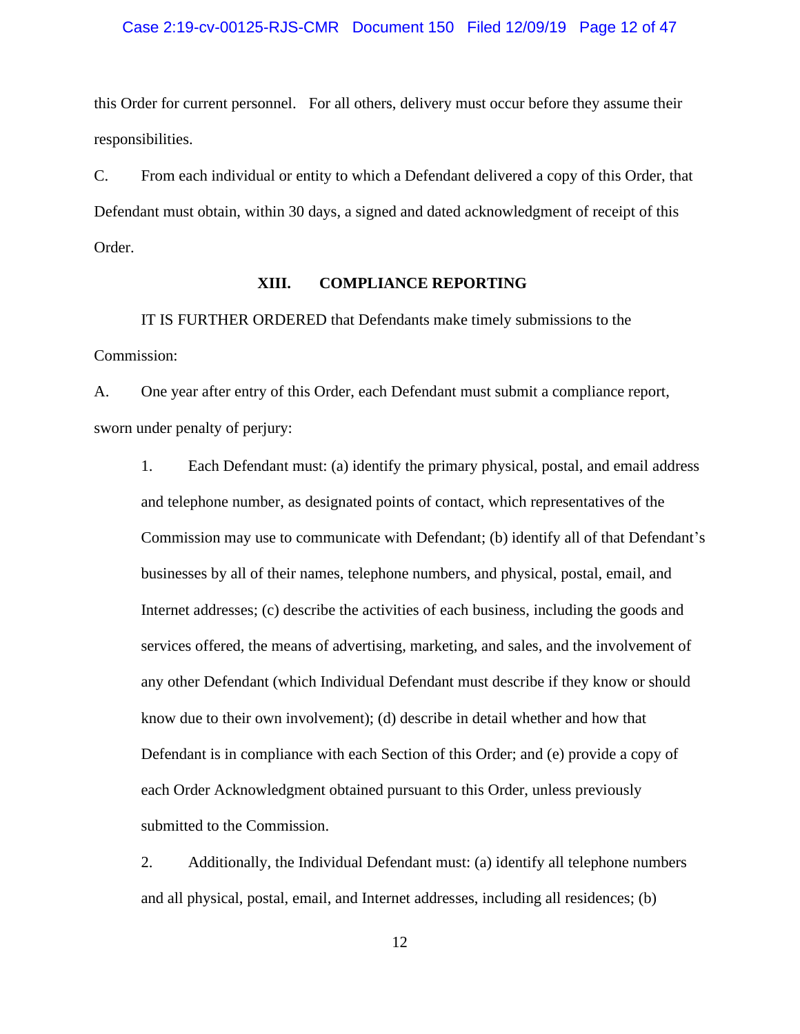this Order for current personnel. For all others, delivery must occur before they assume their responsibilities.

C. From each individual or entity to which a Defendant delivered a copy of this Order, that Defendant must obtain, within 30 days, a signed and dated acknowledgment of receipt of this Order.

## XIII. COMPLIANCE REPORTING

IT IS FURTHER ORDERED that Defendants make timely submissions to the Commission:

A. One year after entry of this Order, each Defendant must submit a compliance report, sworn under penalty of perjury:

1. Each Defendant must: (a) identify the primary physical, postal, and email address and telephone number, as designated points of contact, which representatives of the Commission may use to communicate with Defendant; (b) identify all of that Defendant's businesses by all of their names, telephone numbers, and physical, postal, email, and Internet addresses; (c) describe the activities of each business, including the goods and services offered, the means of advertising, marketing, and sales, and the involvement of any other Defendant (which Individual Defendant must describe if they know or should know due to their own involvement); (d) describe in detail whether and how that Defendant is in compliance with each Section of this Order; and (e) provide a copy of each Order Acknowledgment obtained pursuant to this Order, unless previously submitted to the Commission.

2. Additionally, the Individual Defendant must: (a) identify all telephone numbers and all physical, postal, email, and Internet addresses, including all residences; (b)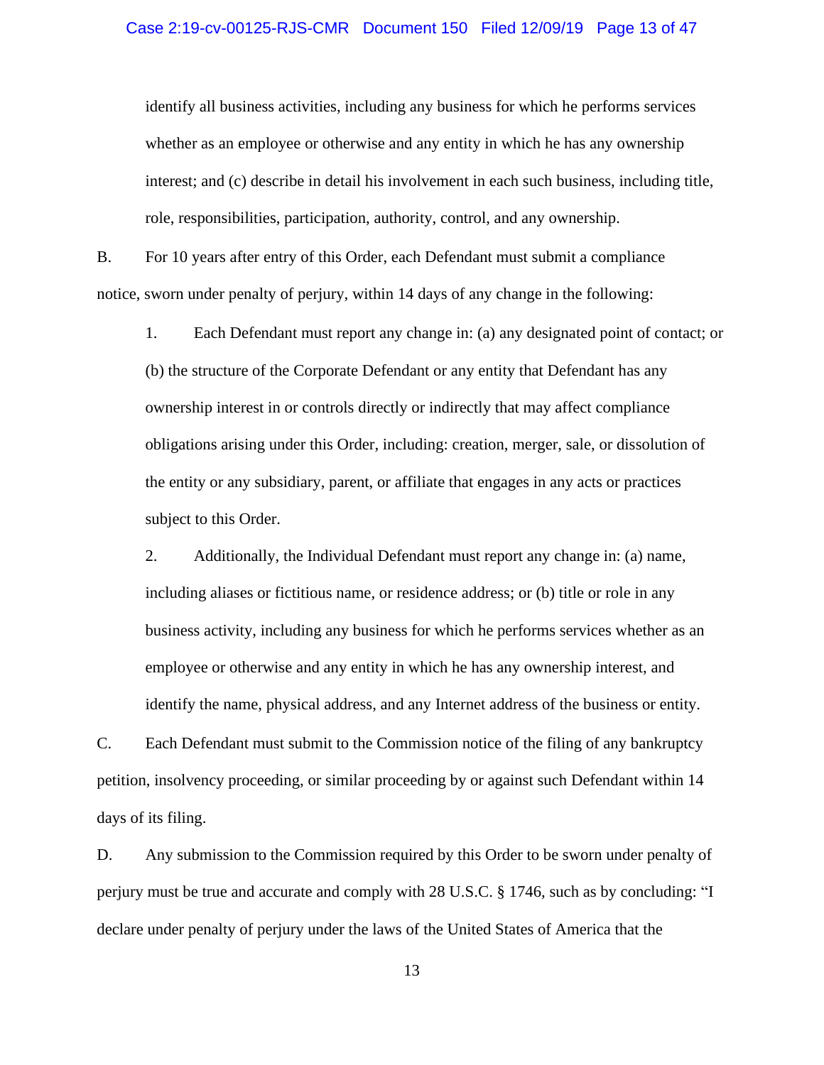identify all business activities, including any business for which he performs services whether as an employee or otherwise and any entity in which he has any ownership interest; and (c) describe in detail his involvement in each such business, including title, role, responsibilities, participation, authority, control, and any ownership.

B. For 10 years after entry of this Order, each Defendant must submit a compliance notice, sworn under penalty of perjury, within 14 days of any change in the following:

1. Each Defendant must report any change in: (a) any designated point of contact; or (b) the structure of the Corporate Defendant or any entity that Defendant has any ownership interest in or controls directly or indirectly that may affect compliance obligations arising under this Order, including: creation, merger, sale, or dissolution of the entity or any subsidiary, parent, or affiliate that engages in any acts or practices subject to this Order.

2. Additionally, the Individual Defendant must report any change in: (a) name, including aliases or fictitious name, or residence address; or (b) title or role in any business activity, including any business for which he performs services whether as an employee or otherwise and any entity in which he has any ownership interest, and identify the name, physical address, and any Internet address of the business or entity.

C. Each Defendant must submit to the Commission notice of the filing of any bankruptcy petition, insolvency proceeding, or similar proceeding by or against such Defendant within 14 days of its filing.

D. Any submission to the Commission required by this Order to be sworn under penalty of perjury must be true and accurate and comply with 28 U.S.C. § 1746, such as by concluding: "I declare under penalty of perjury under the laws of the United States of America that the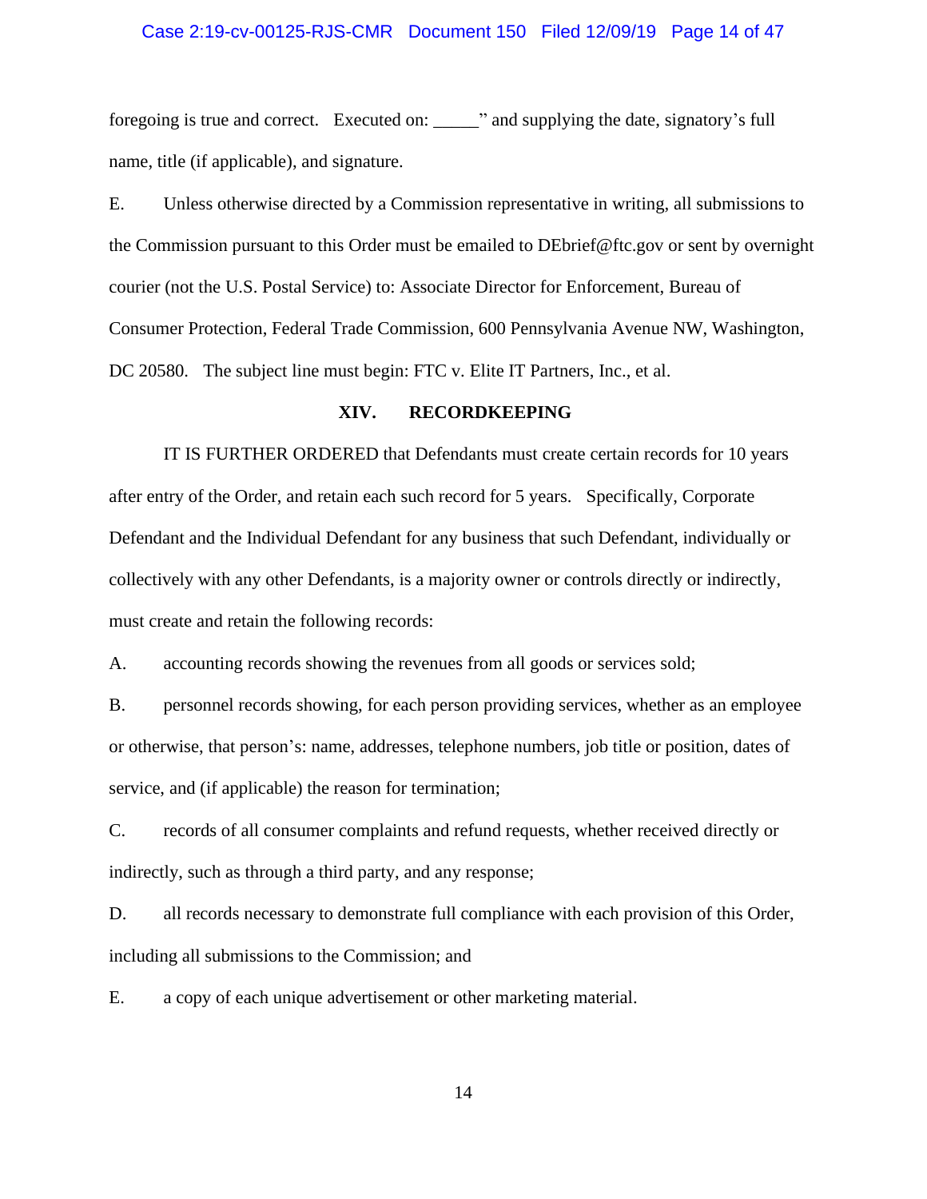foregoing is true and correct. Executed on: _____" and supplying the date, signatory's full name, title (if applicable), and signature.

E. Unless otherwise directed by a Commission representative in writing, all submissions to the Commission pursuant to this Order must be emailed to DEbrief@ftc.gov or sent by overnight courier (not the U.S. Postal Service) to: Associate Director for Enforcement, Bureau of Consumer Protection, Federal Trade Commission, 600 Pennsylvania Avenue NW, Washington, DC 20580. The subject line must begin: FTC v. Elite IT Partners, Inc., et al.

## XIV. RECORDKEEPING

IT IS FURTHER ORDERED that Defendants must create certain records for 10 years after entry of the Order, and retain each such record for 5 years. Specifically, Corporate Defendant and the Individual Defendant for any business that such Defendant, individually or collectively with any other Defendants, is a majority owner or controls directly or indirectly, must create and retain the following records:

A. accounting records showing the revenues from all goods or services sold;

B. personnel records showing, for each person providing services, whether as an employee or otherwise, that person's: name, addresses, telephone numbers, job title or position, dates of service, and (if applicable) the reason for termination;

C. records of all consumer complaints and refund requests, whether received directly or indirectly, such as through a third party, and any response;

D. all records necessary to demonstrate full compliance with each provision of this Order, including all submissions to the Commission; and

E. a copy of each unique advertisement or other marketing material.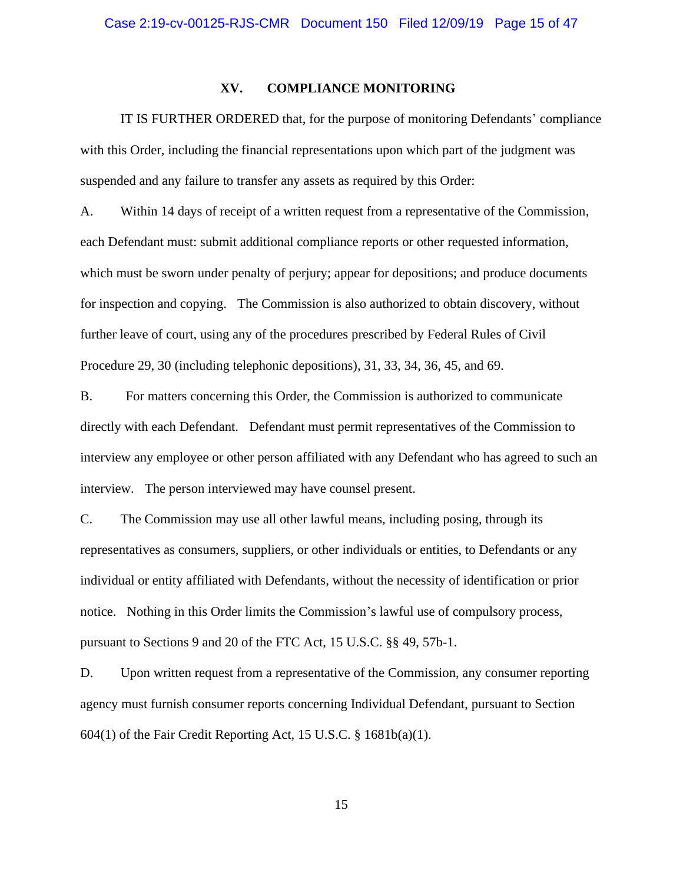## XV. COMPLIANCE MONITORING

IT IS FURTHER ORDERED that, for the purpose of monitoring Defendants' compliance with this Order, including the financial representations upon which part of the judgment was suspended and any failure to transfer any assets as required by this Order:

A. Within 14 days of receipt of a written request from a representative of the Commission, each Defendant must: submit additional compliance reports or other requested information, which must be sworn under penalty of perjury; appear for depositions; and produce documents for inspection and copying. The Commission is also authorized to obtain discovery, without further leave of court, using any of the procedures prescribed by Federal Rules of Civil Procedure 29, 30 (including telephonic depositions), 31, 33, 34, 36, 45, and 69.

B. For matters concerning this Order, the Commission is authorized to communicate directly with each Defendant. Defendant must permit representatives of the Commission to interview any employee or other person affiliated with any Defendant who has agreed to such an interview. The person interviewed may have counsel present.

C. The Commission may use all other lawful means, including posing, through its representatives as consumers, suppliers, or other individuals or entities, to Defendants or any individual or entity affiliated with Defendants, without the necessity of identification or prior notice. Nothing in this Order limits the Commission's lawful use of compulsory process, pursuant to Sections 9 and 20 of the FTC Act, 15 U.S.C. §§ 49, 57b-1.

D. Upon written request from a representative of the Commission, any consumer reporting agency must furnish consumer reports concerning Individual Defendant, pursuant to Section 604(1) of the Fair Credit Reporting Act, 15 U.S.C. § 1681b(a)(1).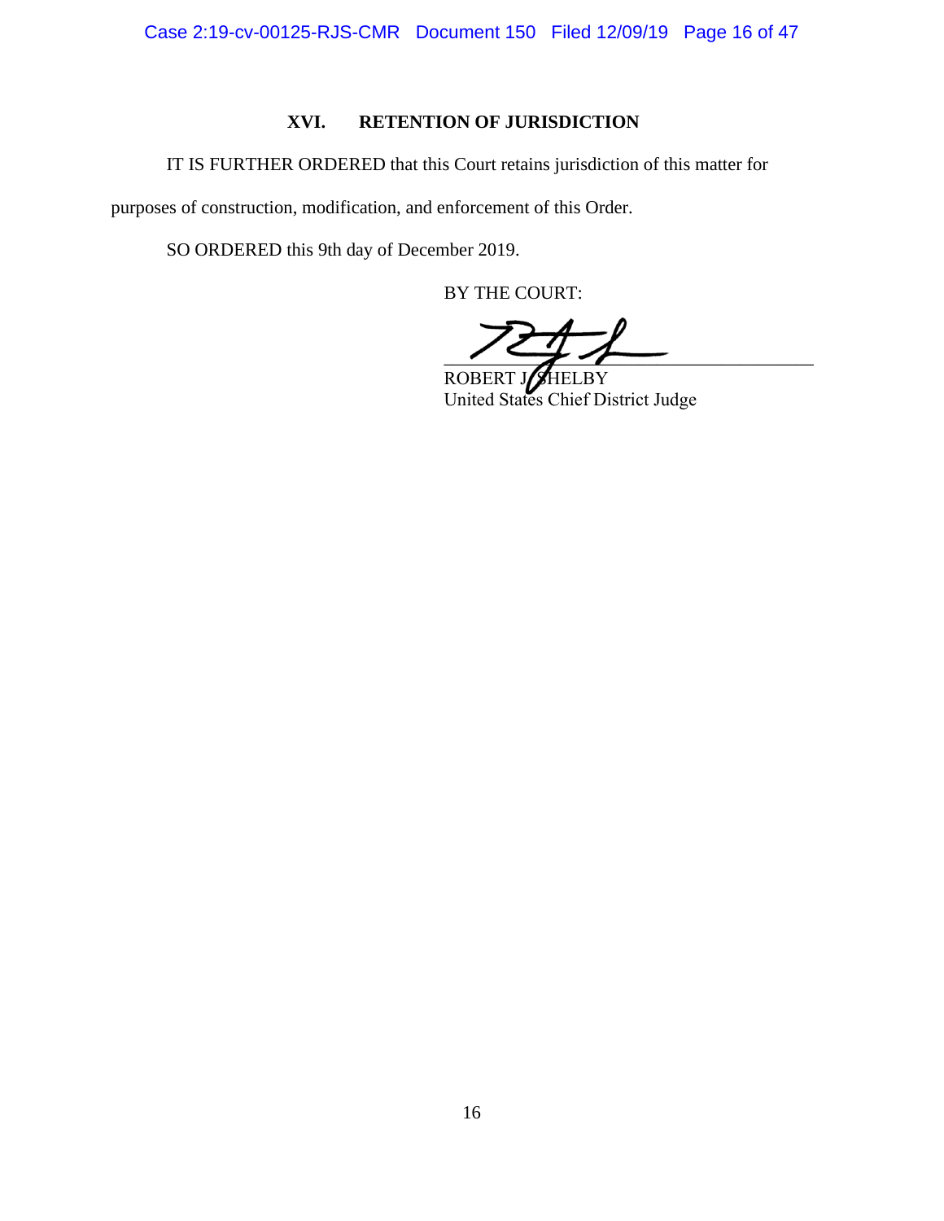## XVI. RETENTION OF JURISDICTION

IT IS FURTHER ORDERED that this Court retains jurisdiction of this matter for purposes of construction, modification, and enforcement of this Order.

SO ORDERED this 9th day of December 2019.

BY THE COURT:

ROBERT J. SHELBY
United States Chief District Judge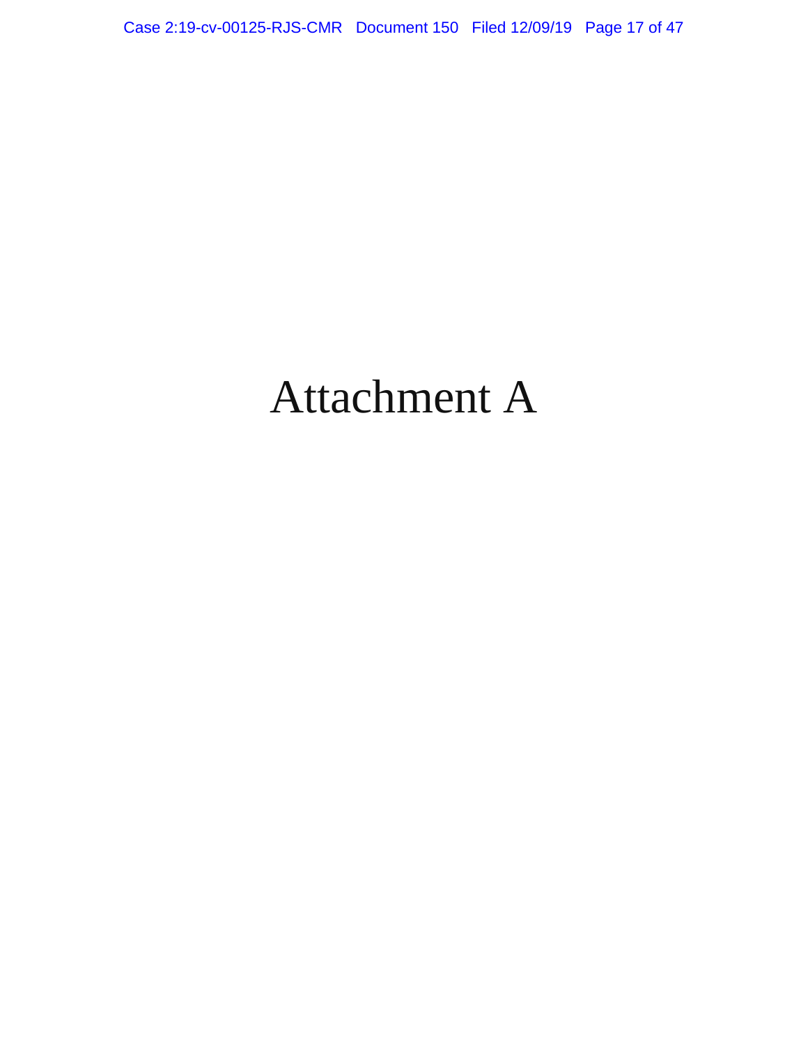# Attachment A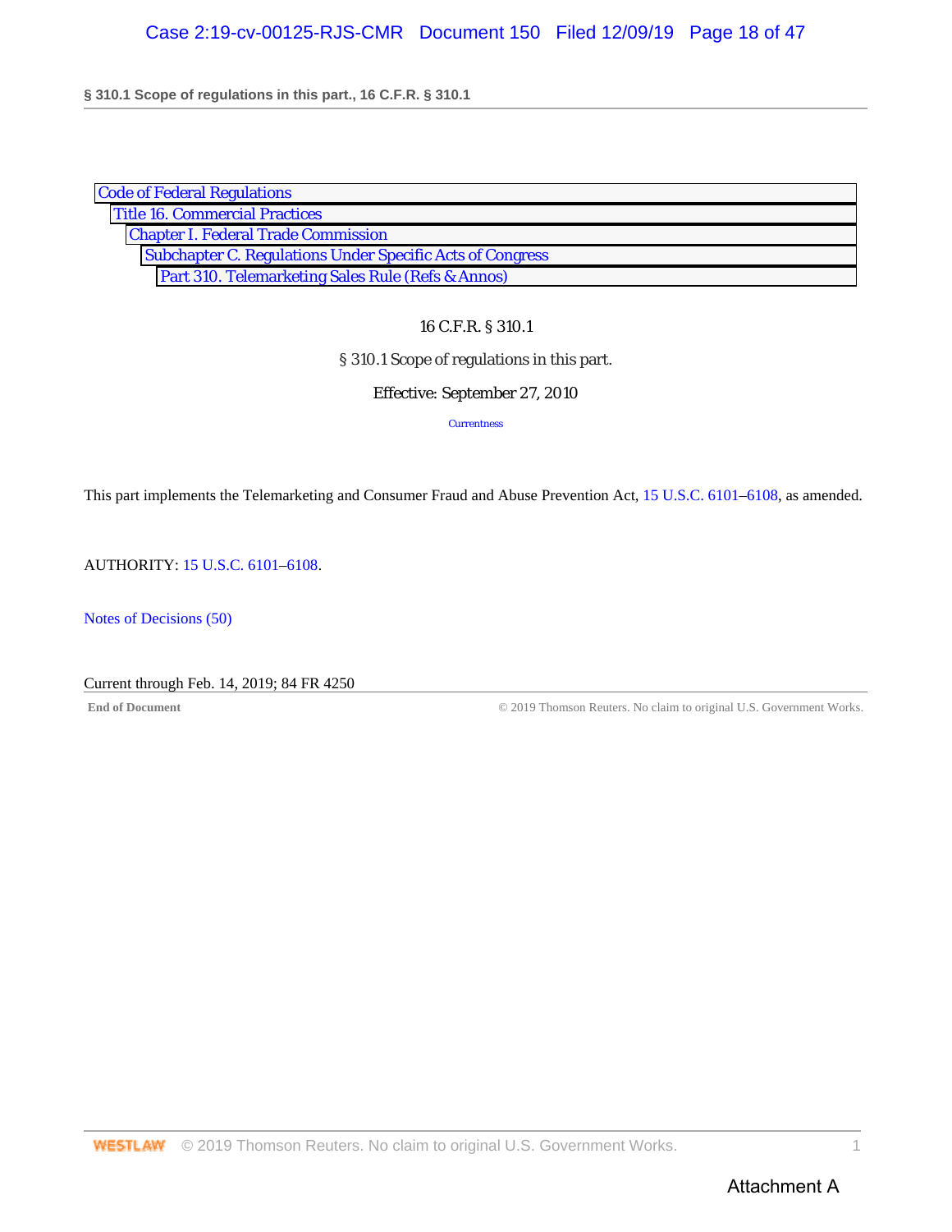Code of Federal Regulations
Title 16. Commercial Practices
Chapter I. Federal Trade Commission
Subchapter C. Regulations Under Specific Acts of Congress
Part 310. Telemarketing Sales Rule (Refs & Annos)

16 C.F.R. § 310.1

§ 310.1 Scope of regulations in this part.

Effective: September 27, 2010

Currentness

This part implements the Telemarketing and Consumer Fraud and Abuse Prevention Act, 15 U.S.C. 6101–6108, as amended.

AUTHORITY: 15 U.S.C. 6101–6108.

Notes of Decisions (50)

Current through Feb. 14, 2019; 84 FR 4250

End of Document © 2019 Thomson Reuters. No claim to original U.S. Government Works.

Attachment A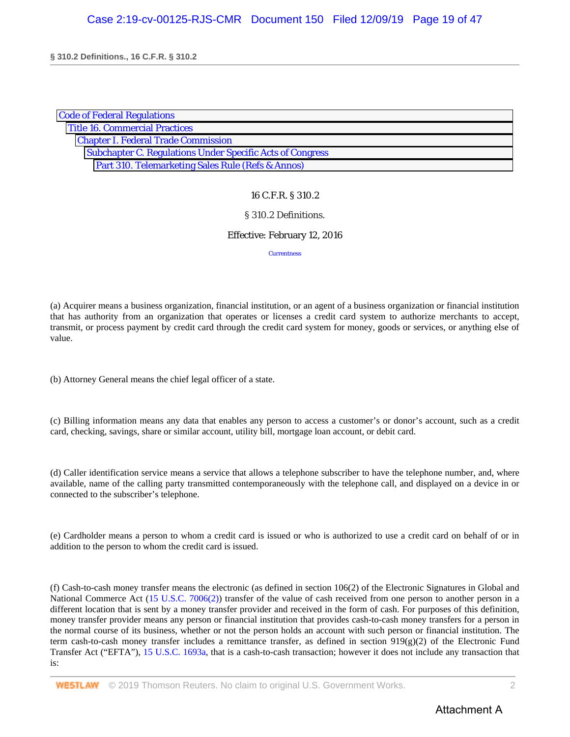Code of Federal Regulations
Title 16. Commercial Practices
Chapter I. Federal Trade Commission
Subchapter C. Regulations Under Specific Acts of Congress
Part 310. Telemarketing Sales Rule (Refs & Annos)

16 C.F.R. § 310.2

§ 310.2 Definitions.

Effective: February 12, 2016

Currentness

(a) Acquirer means a business organization, financial institution, or an agent of a business organization or financial institution that has authority from an organization that operates or licenses a credit card system to authorize merchants to accept, transmit, or process payment by credit card through the credit card system for money, goods or services, or anything else of value.

(b) Attorney General means the chief legal officer of a state.

(c) Billing information means any data that enables any person to access a customer's or donor's account, such as a credit card, checking, savings, share or similar account, utility bill, mortgage loan account, or debit card.

(d) Caller identification service means a service that allows a telephone subscriber to have the telephone number, and, where available, name of the calling party transmitted contemporaneously with the telephone call, and displayed on a device in or connected to the subscriber's telephone.

(e) Cardholder means a person to whom a credit card is issued or who is authorized to use a credit card on behalf of or in addition to the person to whom the credit card is issued.

(f) Cash-to-cash money transfer means the electronic (as defined in section 106(2) of the Electronic Signatures in Global and National Commerce Act (15 U.S.C. 7006(2)) transfer of the value of cash received from one person to another person in a different location that is sent by a money transfer provider and received in the form of cash. For purposes of this definition, money transfer provider means any person or financial institution that provides cash-to-cash money transfers for a person in the normal course of its business, whether or not the person holds an account with such person or financial institution. The term cash-to-cash money transfer includes a remittance transfer, as defined in section 919(g)(2) of the Electronic Fund Transfer Act ("EFTA"), 15 U.S.C. 1693a, that is a cash-to-cash transaction; however it does not include any transaction that is:

Attachment A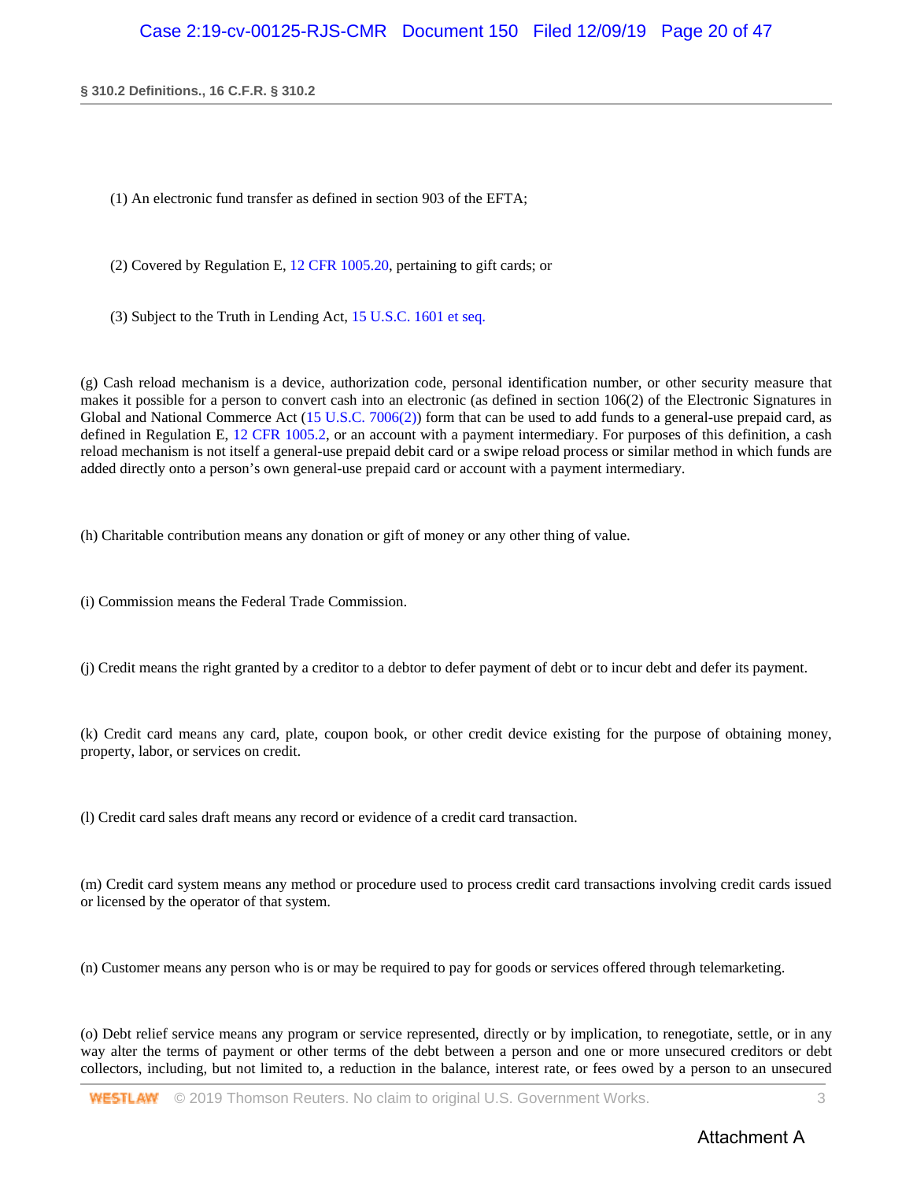(1) An electronic fund transfer as defined in section 903 of the EFTA;

(2) Covered by Regulation E, 12 CFR 1005.20, pertaining to gift cards; or

(3) Subject to the Truth in Lending Act, 15 U.S.C. 1601 et seq.

(g) Cash reload mechanism is a device, authorization code, personal identification number, or other security measure that makes it possible for a person to convert cash into an electronic (as defined in section 106(2) of the Electronic Signatures in Global and National Commerce Act (15 U.S.C. 7006(2)) form that can be used to add funds to a general-use prepaid card, as defined in Regulation E, 12 CFR 1005.2, or an account with a payment intermediary. For purposes of this definition, a cash reload mechanism is not itself a general-use prepaid debit card or a swipe reload process or similar method in which funds are added directly onto a person's own general-use prepaid card or account with a payment intermediary.

(h) Charitable contribution means any donation or gift of money or any other thing of value.

(i) Commission means the Federal Trade Commission.

(j) Credit means the right granted by a creditor to a debtor to defer payment of debt or to incur debt and defer its payment.

(k) Credit card means any card, plate, coupon book, or other credit device existing for the purpose of obtaining money, property, labor, or services on credit.

(l) Credit card sales draft means any record or evidence of a credit card transaction.

(m) Credit card system means any method or procedure used to process credit card transactions involving credit cards issued or licensed by the operator of that system.

(n) Customer means any person who is or may be required to pay for goods or services offered through telemarketing.

(o) Debt relief service means any program or service represented, directly or by implication, to renegotiate, settle, or in any way alter the terms of payment or other terms of the debt between a person and one or more unsecured creditors or debt collectors, including, but not limited to, a reduction in the balance, interest rate, or fees owed by a person to an unsecured

Attachment A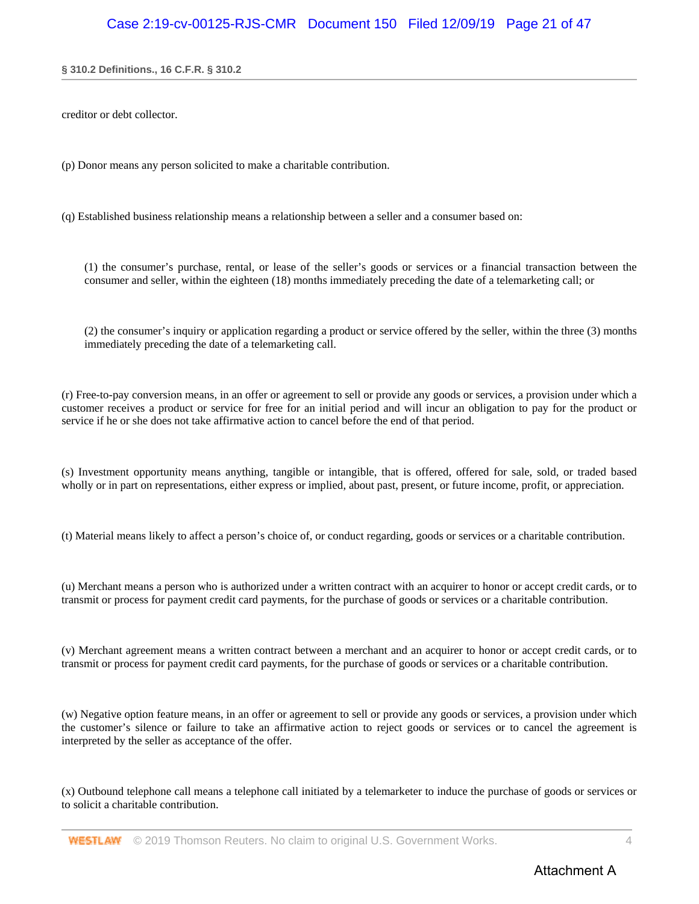creditor or debt collector.

(p) Donor means any person solicited to make a charitable contribution.

(q) Established business relationship means a relationship between a seller and a consumer based on:

> (1) the consumer's purchase, rental, or lease of the seller's goods or services or a financial transaction between the consumer and seller, within the eighteen (18) months immediately preceding the date of a telemarketing call; or
>
> (2) the consumer's inquiry or application regarding a product or service offered by the seller, within the three (3) months immediately preceding the date of a telemarketing call.

(r) Free-to-pay conversion means, in an offer or agreement to sell or provide any goods or services, a provision under which a customer receives a product or service for free for an initial period and will incur an obligation to pay for the product or service if he or she does not take affirmative action to cancel before the end of that period.

(s) Investment opportunity means anything, tangible or intangible, that is offered, offered for sale, sold, or traded based wholly or in part on representations, either express or implied, about past, present, or future income, profit, or appreciation.

(t) Material means likely to affect a person's choice of, or conduct regarding, goods or services or a charitable contribution.

(u) Merchant means a person who is authorized under a written contract with an acquirer to honor or accept credit cards, or to transmit or process for payment credit card payments, for the purchase of goods or services or a charitable contribution.

(v) Merchant agreement means a written contract between a merchant and an acquirer to honor or accept credit cards, or to transmit or process for payment credit card payments, for the purchase of goods or services or a charitable contribution.

(w) Negative option feature means, in an offer or agreement to sell or provide any goods or services, a provision under which the customer's silence or failure to take an affirmative action to reject goods or services or to cancel the agreement is interpreted by the seller as acceptance of the offer.

(x) Outbound telephone call means a telephone call initiated by a telemarketer to induce the purchase of goods or services or to solicit a charitable contribution.

Attachment A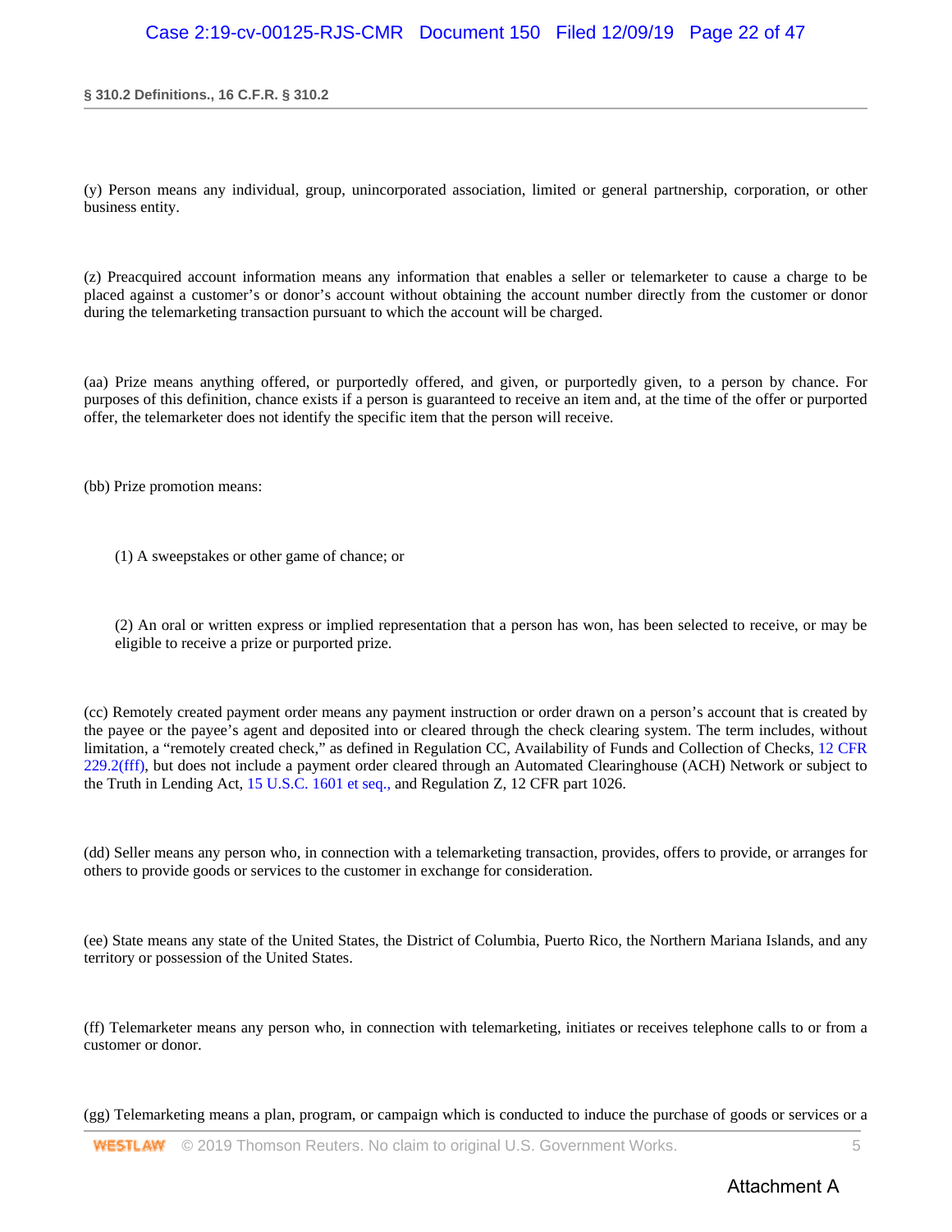(y) Person means any individual, group, unincorporated association, limited or general partnership, corporation, or other business entity.

(z) Preacquired account information means any information that enables a seller or telemarketer to cause a charge to be placed against a customer's or donor's account without obtaining the account number directly from the customer or donor during the telemarketing transaction pursuant to which the account will be charged.

(aa) Prize means anything offered, or purportedly offered, and given, or purportedly given, to a person by chance. For purposes of this definition, chance exists if a person is guaranteed to receive an item and, at the time of the offer or purported offer, the telemarketer does not identify the specific item that the person will receive.

(bb) Prize promotion means:

(1) A sweepstakes or other game of chance; or

(2) An oral or written express or implied representation that a person has won, has been selected to receive, or may be eligible to receive a prize or purported prize.

(cc) Remotely created payment order means any payment instruction or order drawn on a person's account that is created by the payee or the payee's agent and deposited into or cleared through the check clearing system. The term includes, without limitation, a "remotely created check," as defined in Regulation CC, Availability of Funds and Collection of Checks, 12 CFR 229.2(fff), but does not include a payment order cleared through an Automated Clearinghouse (ACH) Network or subject to the Truth in Lending Act, 15 U.S.C. 1601 et seq., and Regulation Z, 12 CFR part 1026.

(dd) Seller means any person who, in connection with a telemarketing transaction, provides, offers to provide, or arranges for others to provide goods or services to the customer in exchange for consideration.

(ee) State means any state of the United States, the District of Columbia, Puerto Rico, the Northern Mariana Islands, and any territory or possession of the United States.

(ff) Telemarketer means any person who, in connection with telemarketing, initiates or receives telephone calls to or from a customer or donor.

(gg) Telemarketing means a plan, program, or campaign which is conducted to induce the purchase of goods or services or a

Attachment A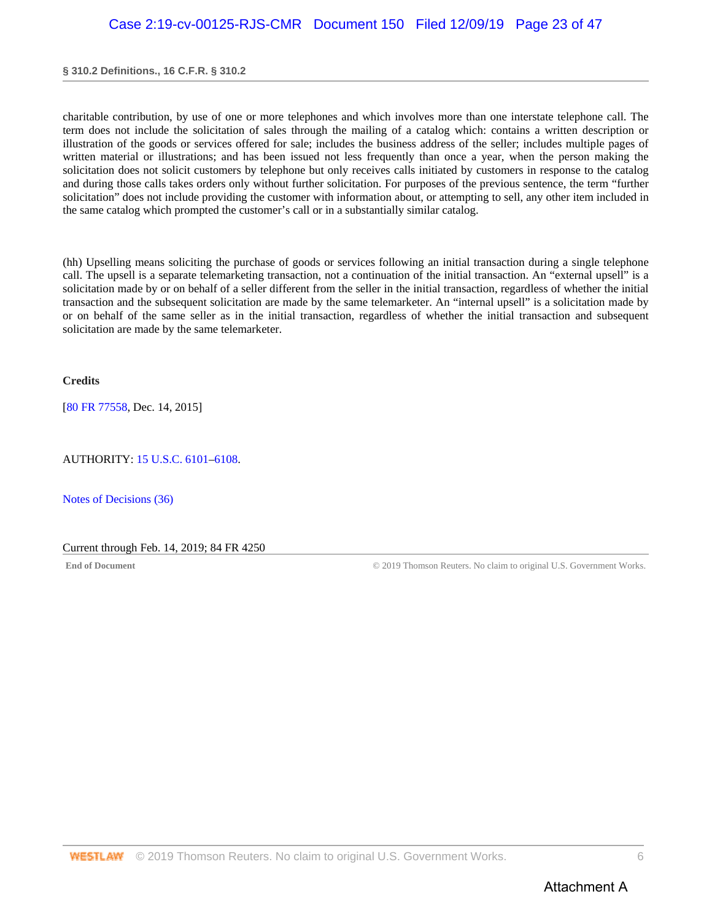charitable contribution, by use of one or more telephones and which involves more than one interstate telephone call. The term does not include the solicitation of sales through the mailing of a catalog which: contains a written description or illustration of the goods or services offered for sale; includes the business address of the seller; includes multiple pages of written material or illustrations; and has been issued not less frequently than once a year, when the person making the solicitation does not solicit customers by telephone but only receives calls initiated by customers in response to the catalog and during those calls takes orders only without further solicitation. For purposes of the previous sentence, the term "further solicitation" does not include providing the customer with information about, or attempting to sell, any other item included in the same catalog which prompted the customer's call or in a substantially similar catalog.

(hh) Upselling means soliciting the purchase of goods or services following an initial transaction during a single telephone call. The upsell is a separate telemarketing transaction, not a continuation of the initial transaction. An "external upsell" is a solicitation made by or on behalf of a seller different from the seller in the initial transaction, regardless of whether the initial transaction and the subsequent solicitation are made by the same telemarketer. An "internal upsell" is a solicitation made by or on behalf of the same seller as in the initial transaction, regardless of whether the initial transaction and subsequent solicitation are made by the same telemarketer.

**Credits**

[80 FR 77558, Dec. 14, 2015]

AUTHORITY: 15 U.S.C. 6101–6108.

Notes of Decisions (36)

Current through Feb. 14, 2019; 84 FR 4250

**End of Document** © 2019 Thomson Reuters. No claim to original U.S. Government Works.

Attachment A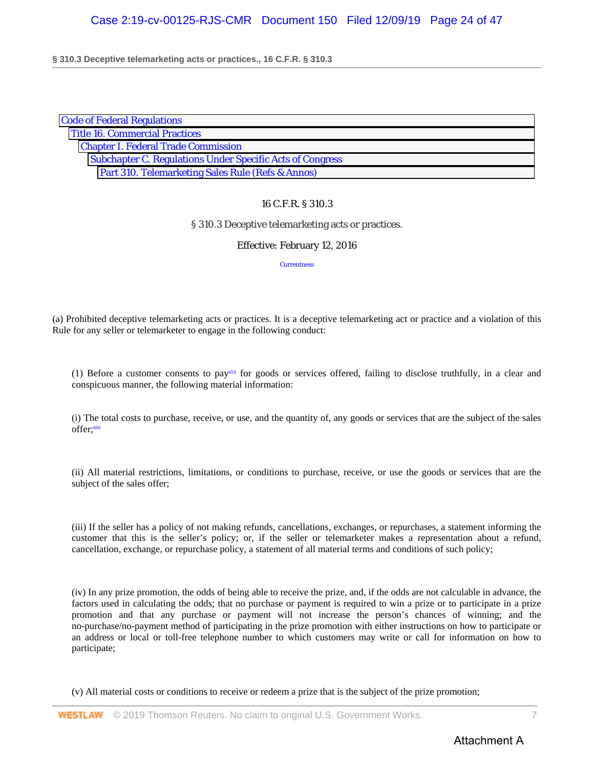Code of Federal Regulations
Title 16. Commercial Practices
Chapter I. Federal Trade Commission
Subchapter C. Regulations Under Specific Acts of Congress
Part 310. Telemarketing Sales Rule (Refs & Annos)

16 C.F.R. § 310.3

§ 310.3 Deceptive telemarketing acts or practices.

Effective: February 12, 2016

Currentness

(a) Prohibited deceptive telemarketing acts or practices. It is a deceptive telemarketing act or practice and a violation of this Rule for any seller or telemarketer to engage in the following conduct:

(1) Before a customer consents to pay[659] for goods or services offered, failing to disclose truthfully, in a clear and conspicuous manner, the following material information:

(i) The total costs to purchase, receive, or use, and the quantity of, any goods or services that are the subject of the sales offer;[660]

(ii) All material restrictions, limitations, or conditions to purchase, receive, or use the goods or services that are the subject of the sales offer;

(iii) If the seller has a policy of not making refunds, cancellations, exchanges, or repurchases, a statement informing the customer that this is the seller's policy; or, if the seller or telemarketer makes a representation about a refund, cancellation, exchange, or repurchase policy, a statement of all material terms and conditions of such policy;

(iv) In any prize promotion, the odds of being able to receive the prize, and, if the odds are not calculable in advance, the factors used in calculating the odds; that no purchase or payment is required to win a prize or to participate in a prize promotion and that any purchase or payment will not increase the person's chances of winning; and the no-purchase/no-payment method of participating in the prize promotion with either instructions on how to participate or an address or local or toll-free telephone number to which customers may write or call for information on how to participate;

(v) All material costs or conditions to receive or redeem a prize that is the subject of the prize promotion;

Attachment A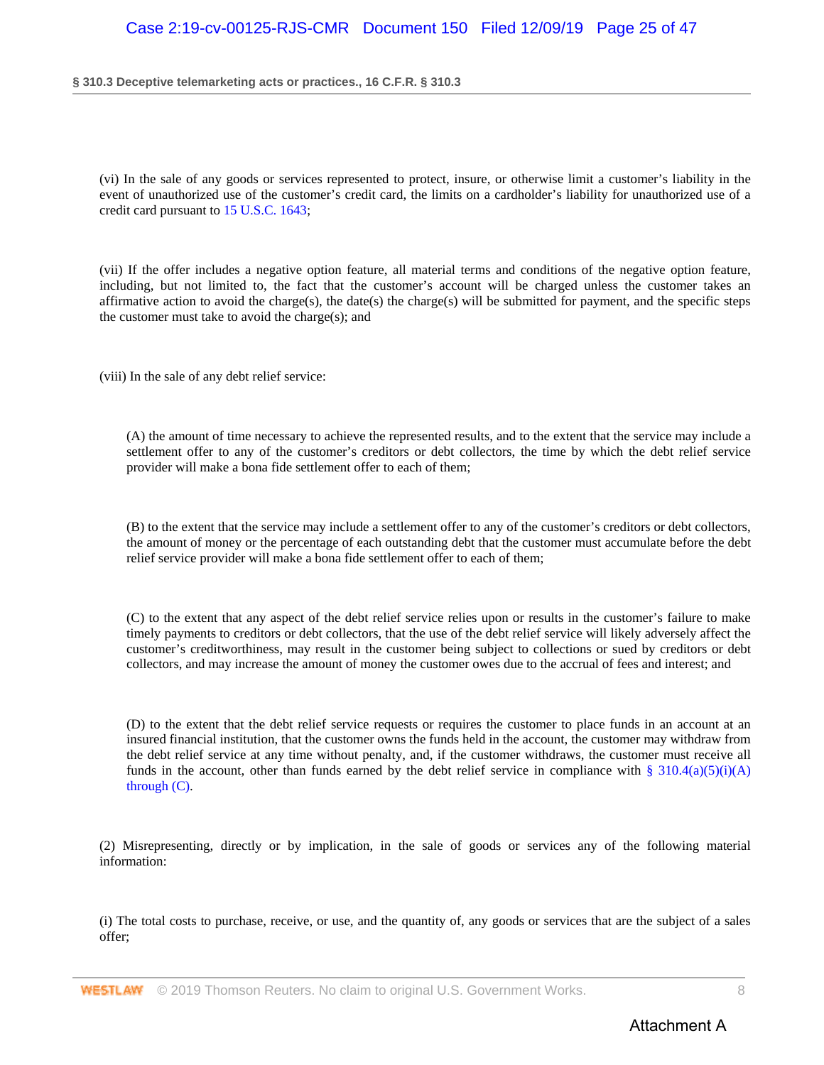(vi) In the sale of any goods or services represented to protect, insure, or otherwise limit a customer's liability in the event of unauthorized use of the customer's credit card, the limits on a cardholder's liability for unauthorized use of a credit card pursuant to 15 U.S.C. 1643;

(vii) If the offer includes a negative option feature, all material terms and conditions of the negative option feature, including, but not limited to, the fact that the customer's account will be charged unless the customer takes an affirmative action to avoid the charge(s), the date(s) the charge(s) will be submitted for payment, and the specific steps the customer must take to avoid the charge(s); and

(viii) In the sale of any debt relief service:

(A) the amount of time necessary to achieve the represented results, and to the extent that the service may include a settlement offer to any of the customer's creditors or debt collectors, the time by which the debt relief service provider will make a bona fide settlement offer to each of them;

(B) to the extent that the service may include a settlement offer to any of the customer's creditors or debt collectors, the amount of money or the percentage of each outstanding debt that the customer must accumulate before the debt relief service provider will make a bona fide settlement offer to each of them;

(C) to the extent that any aspect of the debt relief service relies upon or results in the customer's failure to make timely payments to creditors or debt collectors, that the use of the debt relief service will likely adversely affect the customer's creditworthiness, may result in the customer being subject to collections or sued by creditors or debt collectors, and may increase the amount of money the customer owes due to the accrual of fees and interest; and

(D) to the extent that the debt relief service requests or requires the customer to place funds in an account at an insured financial institution, that the customer owns the funds held in the account, the customer may withdraw from the debt relief service at any time without penalty, and, if the customer withdraws, the customer must receive all funds in the account, other than funds earned by the debt relief service in compliance with § 310.4(a)(5)(i)(A) through (C).

(2) Misrepresenting, directly or by implication, in the sale of goods or services any of the following material information:

(i) The total costs to purchase, receive, or use, and the quantity of, any goods or services that are the subject of a sales offer;

Attachment A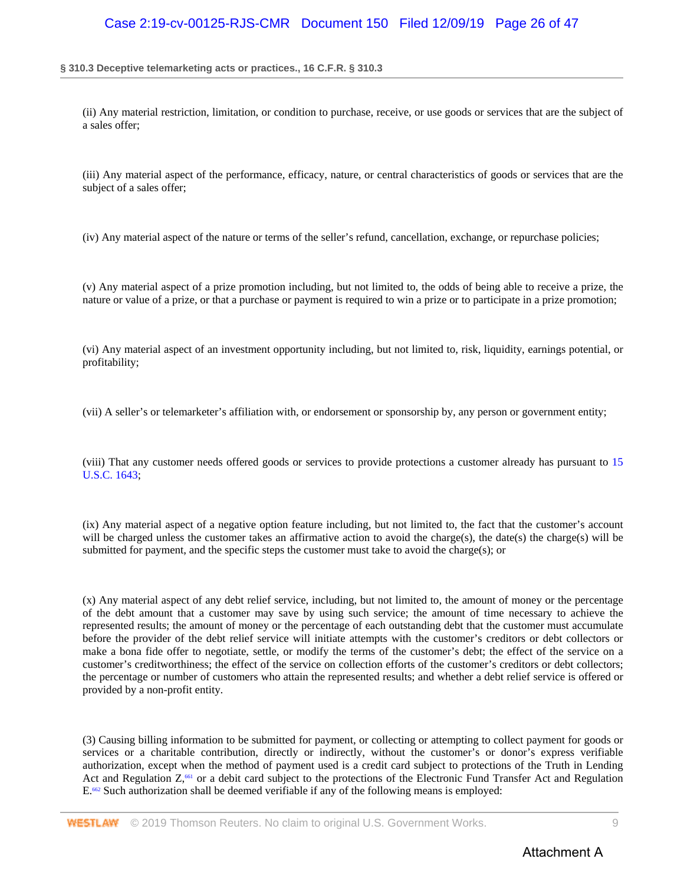(ii) Any material restriction, limitation, or condition to purchase, receive, or use goods or services that are the subject of a sales offer;

(iii) Any material aspect of the performance, efficacy, nature, or central characteristics of goods or services that are the subject of a sales offer;

(iv) Any material aspect of the nature or terms of the seller's refund, cancellation, exchange, or repurchase policies;

(v) Any material aspect of a prize promotion including, but not limited to, the odds of being able to receive a prize, the nature or value of a prize, or that a purchase or payment is required to win a prize or to participate in a prize promotion;

(vi) Any material aspect of an investment opportunity including, but not limited to, risk, liquidity, earnings potential, or profitability;

(vii) A seller's or telemarketer's affiliation with, or endorsement or sponsorship by, any person or government entity;

(viii) That any customer needs offered goods or services to provide protections a customer already has pursuant to 15 U.S.C. 1643;

(ix) Any material aspect of a negative option feature including, but not limited to, the fact that the customer's account will be charged unless the customer takes an affirmative action to avoid the charge(s), the date(s) the charge(s) will be submitted for payment, and the specific steps the customer must take to avoid the charge(s); or

(x) Any material aspect of any debt relief service, including, but not limited to, the amount of money or the percentage of the debt amount that a customer may save by using such service; the amount of time necessary to achieve the represented results; the amount of money or the percentage of each outstanding debt that the customer must accumulate before the provider of the debt relief service will initiate attempts with the customer's creditors or debt collectors or make a bona fide offer to negotiate, settle, or modify the terms of the customer's debt; the effect of the service on a customer's creditworthiness; the effect of the service on collection efforts of the customer's creditors or debt collectors; the percentage or number of customers who attain the represented results; and whether a debt relief service is offered or provided by a non-profit entity.

(3) Causing billing information to be submitted for payment, or collecting or attempting to collect payment for goods or services or a charitable contribution, directly or indirectly, without the customer's or donor's express verifiable authorization, except when the method of payment used is a credit card subject to protections of the Truth in Lending Act and Regulation Z,[661] or a debit card subject to the protections of the Electronic Fund Transfer Act and Regulation E.[662] Such authorization shall be deemed verifiable if any of the following means is employed:

Attachment A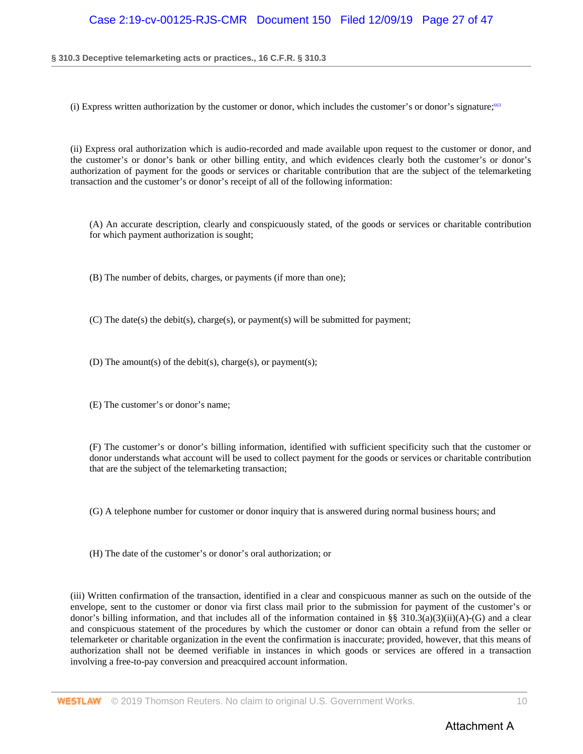(i) Express written authorization by the customer or donor, which includes the customer's or donor's signature;[663]

(ii) Express oral authorization which is audio-recorded and made available upon request to the customer or donor, and the customer's or donor's bank or other billing entity, and which evidences clearly both the customer's or donor's authorization of payment for the goods or services or charitable contribution that are the subject of the telemarketing transaction and the customer's or donor's receipt of all of the following information:

(A) An accurate description, clearly and conspicuously stated, of the goods or services or charitable contribution for which payment authorization is sought;

(B) The number of debits, charges, or payments (if more than one);

(C) The date(s) the debit(s), charge(s), or payment(s) will be submitted for payment;

(D) The amount(s) of the debit(s), charge(s), or payment(s);

(E) The customer's or donor's name;

(F) The customer's or donor's billing information, identified with sufficient specificity such that the customer or donor understands what account will be used to collect payment for the goods or services or charitable contribution that are the subject of the telemarketing transaction;

(G) A telephone number for customer or donor inquiry that is answered during normal business hours; and

(H) The date of the customer's or donor's oral authorization; or

(iii) Written confirmation of the transaction, identified in a clear and conspicuous manner as such on the outside of the envelope, sent to the customer or donor via first class mail prior to the submission for payment of the customer's or donor's billing information, and that includes all of the information contained in §§ 310.3(a)(3)(ii)(A)-(G) and a clear and conspicuous statement of the procedures by which the customer or donor can obtain a refund from the seller or telemarketer or charitable organization in the event the confirmation is inaccurate; provided, however, that this means of authorization shall not be deemed verifiable in instances in which goods or services are offered in a transaction involving a free-to-pay conversion and preacquired account information.

Attachment A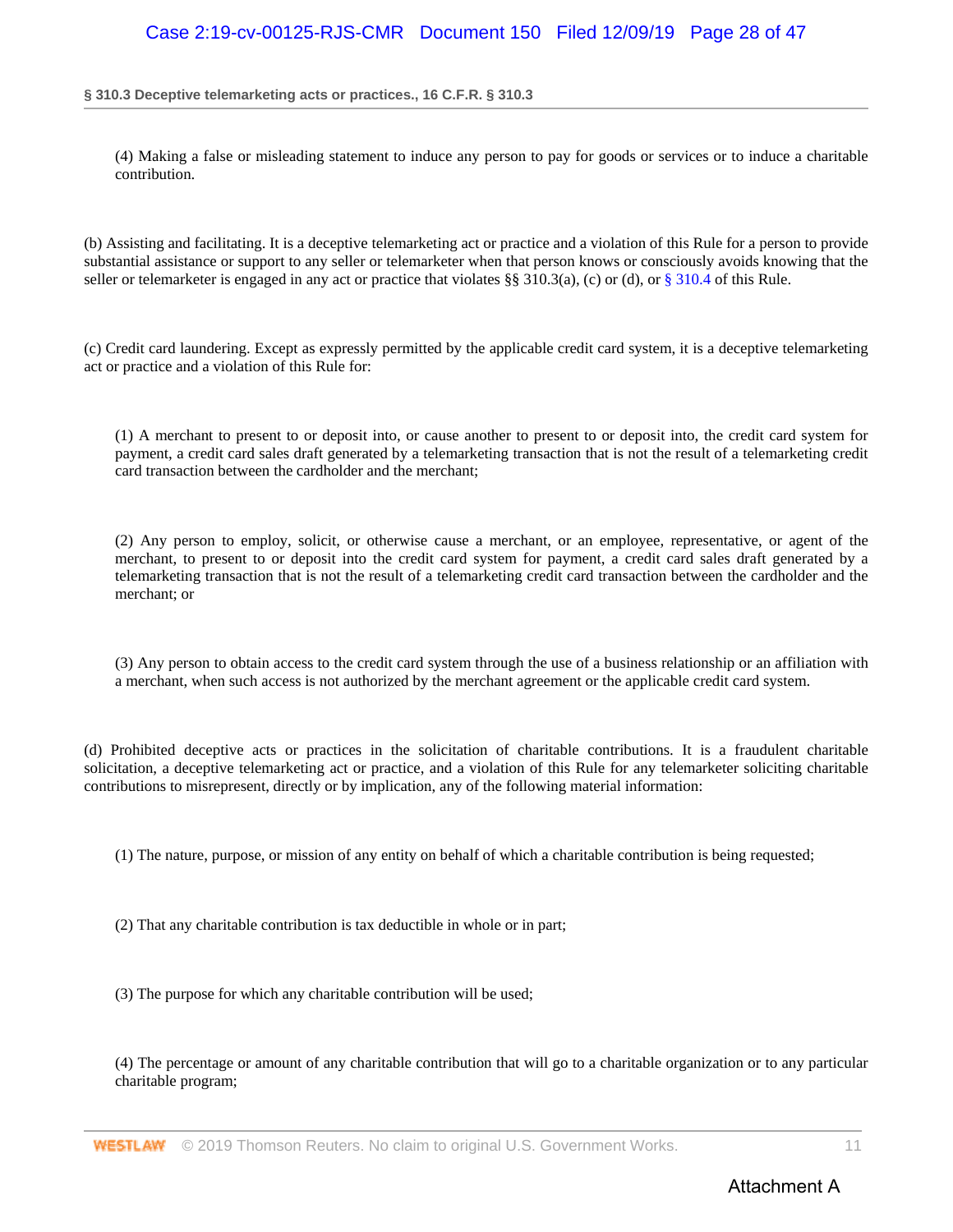(4) Making a false or misleading statement to induce any person to pay for goods or services or to induce a charitable contribution.

(b) Assisting and facilitating. It is a deceptive telemarketing act or practice and a violation of this Rule for a person to provide substantial assistance or support to any seller or telemarketer when that person knows or consciously avoids knowing that the seller or telemarketer is engaged in any act or practice that violates §§ 310.3(a), (c) or (d), or § 310.4 of this Rule.

(c) Credit card laundering. Except as expressly permitted by the applicable credit card system, it is a deceptive telemarketing act or practice and a violation of this Rule for:

(1) A merchant to present to or deposit into, or cause another to present to or deposit into, the credit card system for payment, a credit card sales draft generated by a telemarketing transaction that is not the result of a telemarketing credit card transaction between the cardholder and the merchant;

(2) Any person to employ, solicit, or otherwise cause a merchant, or an employee, representative, or agent of the merchant, to present to or deposit into the credit card system for payment, a credit card sales draft generated by a telemarketing transaction that is not the result of a telemarketing credit card transaction between the cardholder and the merchant; or

(3) Any person to obtain access to the credit card system through the use of a business relationship or an affiliation with a merchant, when such access is not authorized by the merchant agreement or the applicable credit card system.

(d) Prohibited deceptive acts or practices in the solicitation of charitable contributions. It is a fraudulent charitable solicitation, a deceptive telemarketing act or practice, and a violation of this Rule for any telemarketer soliciting charitable contributions to misrepresent, directly or by implication, any of the following material information:

(1) The nature, purpose, or mission of any entity on behalf of which a charitable contribution is being requested;

(2) That any charitable contribution is tax deductible in whole or in part;

(3) The purpose for which any charitable contribution will be used;

(4) The percentage or amount of any charitable contribution that will go to a charitable organization or to any particular charitable program;

Attachment A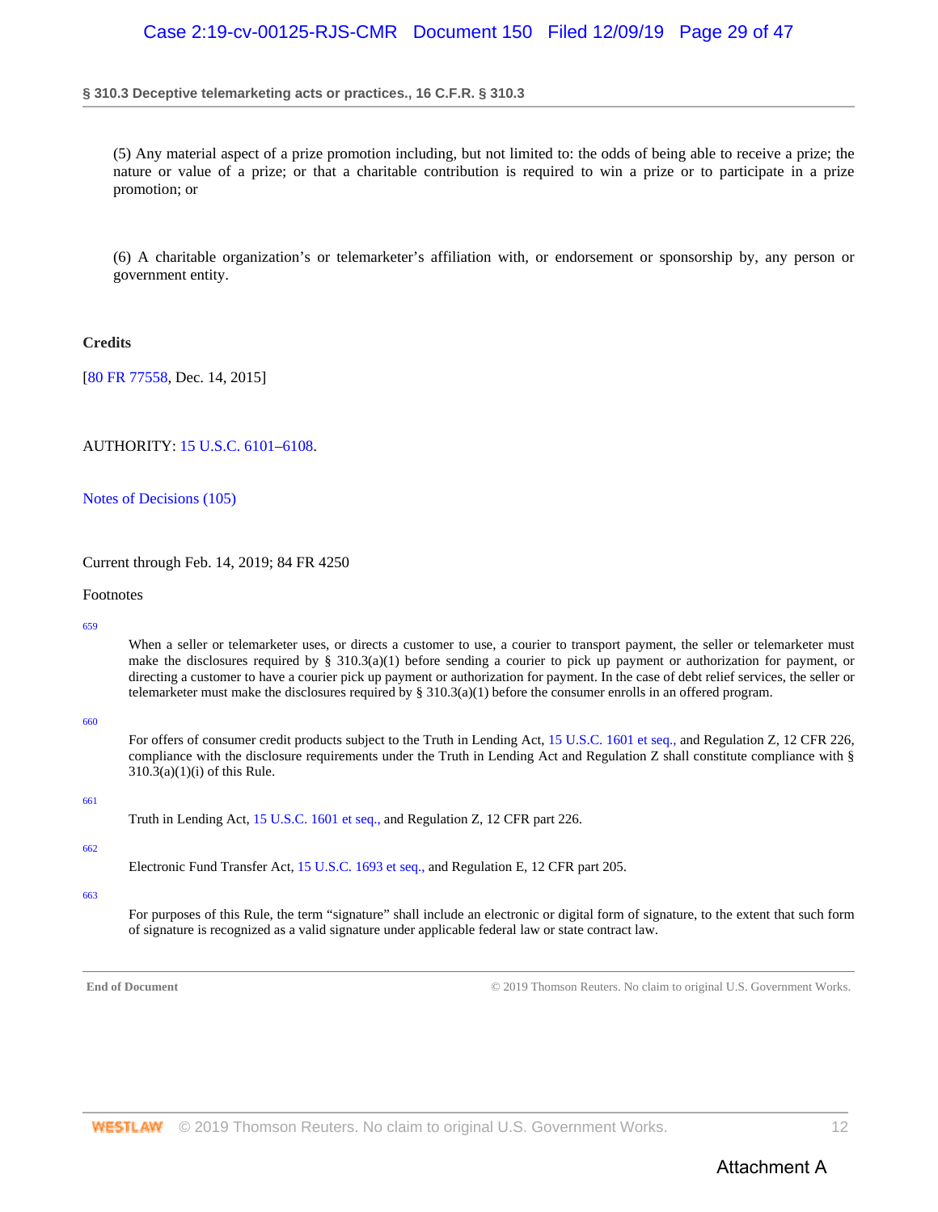(5) Any material aspect of a prize promotion including, but not limited to: the odds of being able to receive a prize; the nature or value of a prize; or that a charitable contribution is required to win a prize or to participate in a prize promotion; or

(6) A charitable organization's or telemarketer's affiliation with, or endorsement or sponsorship by, any person or government entity.

**Credits**

[80 FR 77558, Dec. 14, 2015]

AUTHORITY: 15 U.S.C. 6101–6108.

Notes of Decisions (105)

Current through Feb. 14, 2019; 84 FR 4250

Footnotes

659

When a seller or telemarketer uses, or directs a customer to use, a courier to transport payment, the seller or telemarketer must make the disclosures required by § 310.3(a)(1) before sending a courier to pick up payment or authorization for payment, or directing a customer to have a courier pick up payment or authorization for payment. In the case of debt relief services, the seller or telemarketer must make the disclosures required by § 310.3(a)(1) before the consumer enrolls in an offered program.

660

For offers of consumer credit products subject to the Truth in Lending Act, 15 U.S.C. 1601 et seq., and Regulation Z, 12 CFR 226, compliance with the disclosure requirements under the Truth in Lending Act and Regulation Z shall constitute compliance with § 310.3(a)(1)(i) of this Rule.

661

Truth in Lending Act, 15 U.S.C. 1601 et seq., and Regulation Z, 12 CFR part 226.

662

Electronic Fund Transfer Act, 15 U.S.C. 1693 et seq., and Regulation E, 12 CFR part 205.

663

For purposes of this Rule, the term "signature" shall include an electronic or digital form of signature, to the extent that such form of signature is recognized as a valid signature under applicable federal law or state contract law.

**End of Document** © 2019 Thomson Reuters. No claim to original U.S. Government Works.

Attachment A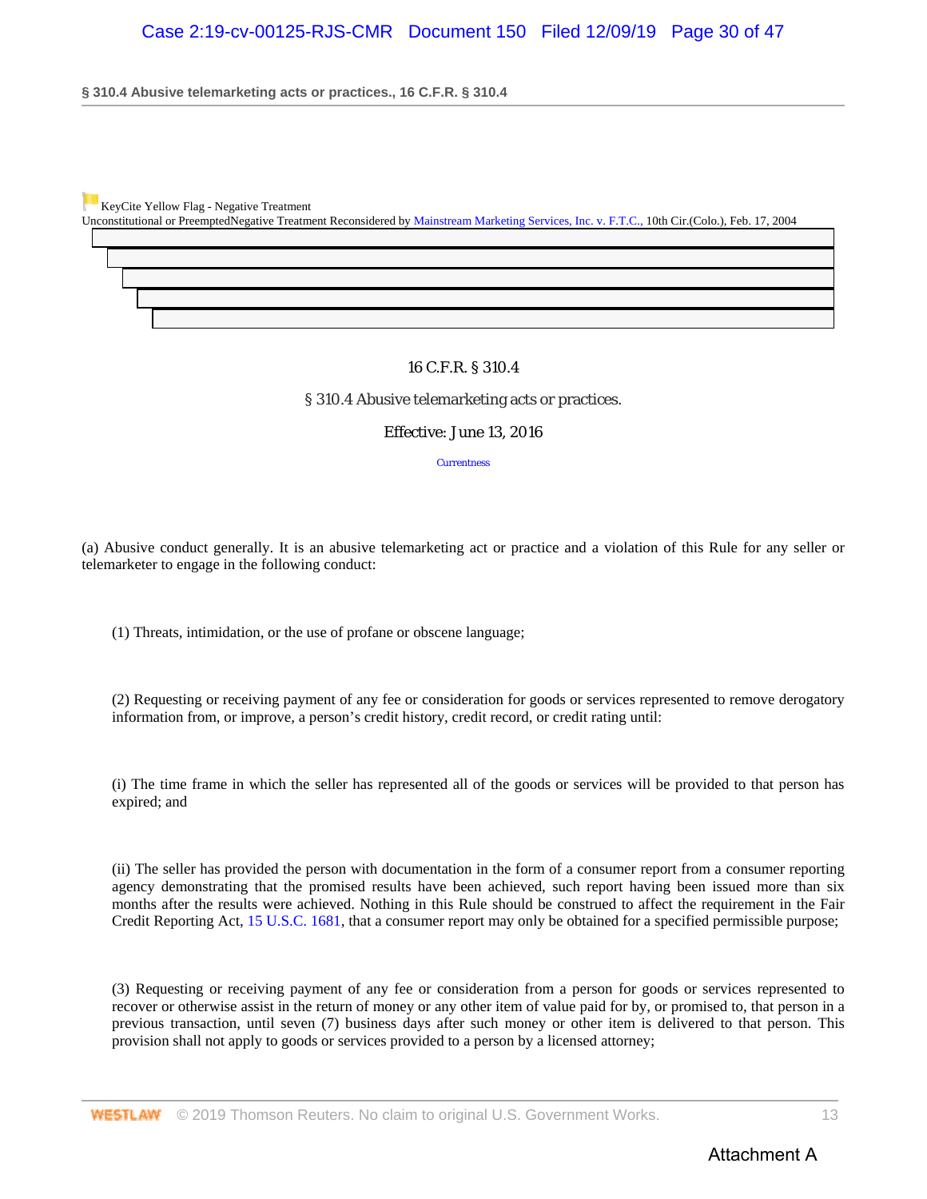KeyCite Yellow Flag - Negative Treatment
Unconstitutional or PreemptedNegative Treatment Reconsidered by Mainstream Marketing Services, Inc. v. F.T.C., 10th Cir.(Colo.), Feb. 17, 2004

16 C.F.R. § 310.4

§ 310.4 Abusive telemarketing acts or practices.

Effective: June 13, 2016

Currentness

(a) Abusive conduct generally. It is an abusive telemarketing act or practice and a violation of this Rule for any seller or telemarketer to engage in the following conduct:

(1) Threats, intimidation, or the use of profane or obscene language;

(2) Requesting or receiving payment of any fee or consideration for goods or services represented to remove derogatory information from, or improve, a person's credit history, credit record, or credit rating until:

(i) The time frame in which the seller has represented all of the goods or services will be provided to that person has expired; and

(ii) The seller has provided the person with documentation in the form of a consumer report from a consumer reporting agency demonstrating that the promised results have been achieved, such report having been issued more than six months after the results were achieved. Nothing in this Rule should be construed to affect the requirement in the Fair Credit Reporting Act, 15 U.S.C. 1681, that a consumer report may only be obtained for a specified permissible purpose;

(3) Requesting or receiving payment of any fee or consideration from a person for goods or services represented to recover or otherwise assist in the return of money or any other item of value paid for by, or promised to, that person in a previous transaction, until seven (7) business days after such money or other item is delivered to that person. This provision shall not apply to goods or services provided to a person by a licensed attorney;

Attachment A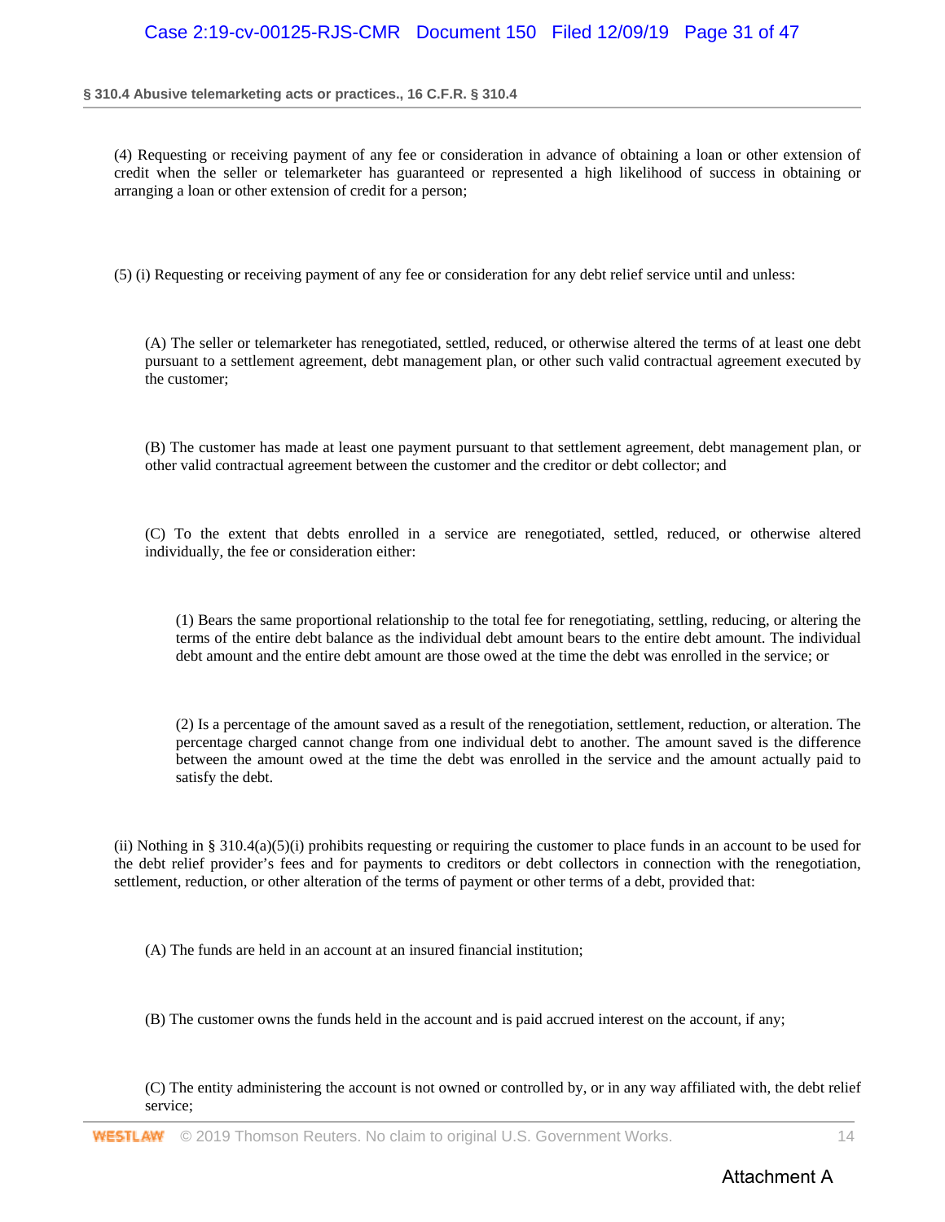(4) Requesting or receiving payment of any fee or consideration in advance of obtaining a loan or other extension of credit when the seller or telemarketer has guaranteed or represented a high likelihood of success in obtaining or arranging a loan or other extension of credit for a person;

(5) (i) Requesting or receiving payment of any fee or consideration for any debt relief service until and unless:

(A) The seller or telemarketer has renegotiated, settled, reduced, or otherwise altered the terms of at least one debt pursuant to a settlement agreement, debt management plan, or other such valid contractual agreement executed by the customer;

(B) The customer has made at least one payment pursuant to that settlement agreement, debt management plan, or other valid contractual agreement between the customer and the creditor or debt collector; and

(C) To the extent that debts enrolled in a service are renegotiated, settled, reduced, or otherwise altered individually, the fee or consideration either:

(1) Bears the same proportional relationship to the total fee for renegotiating, settling, reducing, or altering the terms of the entire debt balance as the individual debt amount bears to the entire debt amount. The individual debt amount and the entire debt amount are those owed at the time the debt was enrolled in the service; or

(2) Is a percentage of the amount saved as a result of the renegotiation, settlement, reduction, or alteration. The percentage charged cannot change from one individual debt to another. The amount saved is the difference between the amount owed at the time the debt was enrolled in the service and the amount actually paid to satisfy the debt.

(ii) Nothing in § 310.4(a)(5)(i) prohibits requesting or requiring the customer to place funds in an account to be used for the debt relief provider's fees and for payments to creditors or debt collectors in connection with the renegotiation, settlement, reduction, or other alteration of the terms of payment or other terms of a debt, provided that:

(A) The funds are held in an account at an insured financial institution;

(B) The customer owns the funds held in the account and is paid accrued interest on the account, if any;

(C) The entity administering the account is not owned or controlled by, or in any way affiliated with, the debt relief service;

Attachment A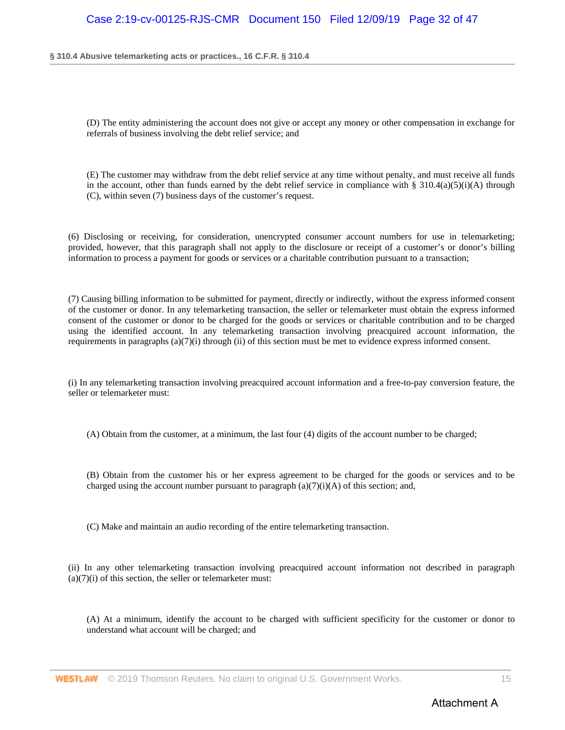(D) The entity administering the account does not give or accept any money or other compensation in exchange for referrals of business involving the debt relief service; and

(E) The customer may withdraw from the debt relief service at any time without penalty, and must receive all funds in the account, other than funds earned by the debt relief service in compliance with § 310.4(a)(5)(i)(A) through (C), within seven (7) business days of the customer's request.

(6) Disclosing or receiving, for consideration, unencrypted consumer account numbers for use in telemarketing; provided, however, that this paragraph shall not apply to the disclosure or receipt of a customer's or donor's billing information to process a payment for goods or services or a charitable contribution pursuant to a transaction;

(7) Causing billing information to be submitted for payment, directly or indirectly, without the express informed consent of the customer or donor. In any telemarketing transaction, the seller or telemarketer must obtain the express informed consent of the customer or donor to be charged for the goods or services or charitable contribution and to be charged using the identified account. In any telemarketing transaction involving preacquired account information, the requirements in paragraphs (a)(7)(i) through (ii) of this section must be met to evidence express informed consent.

(i) In any telemarketing transaction involving preacquired account information and a free-to-pay conversion feature, the seller or telemarketer must:

(A) Obtain from the customer, at a minimum, the last four (4) digits of the account number to be charged;

(B) Obtain from the customer his or her express agreement to be charged for the goods or services and to be charged using the account number pursuant to paragraph (a)(7)(i)(A) of this section; and,

(C) Make and maintain an audio recording of the entire telemarketing transaction.

(ii) In any other telemarketing transaction involving preacquired account information not described in paragraph (a)(7)(i) of this section, the seller or telemarketer must:

(A) At a minimum, identify the account to be charged with sufficient specificity for the customer or donor to understand what account will be charged; and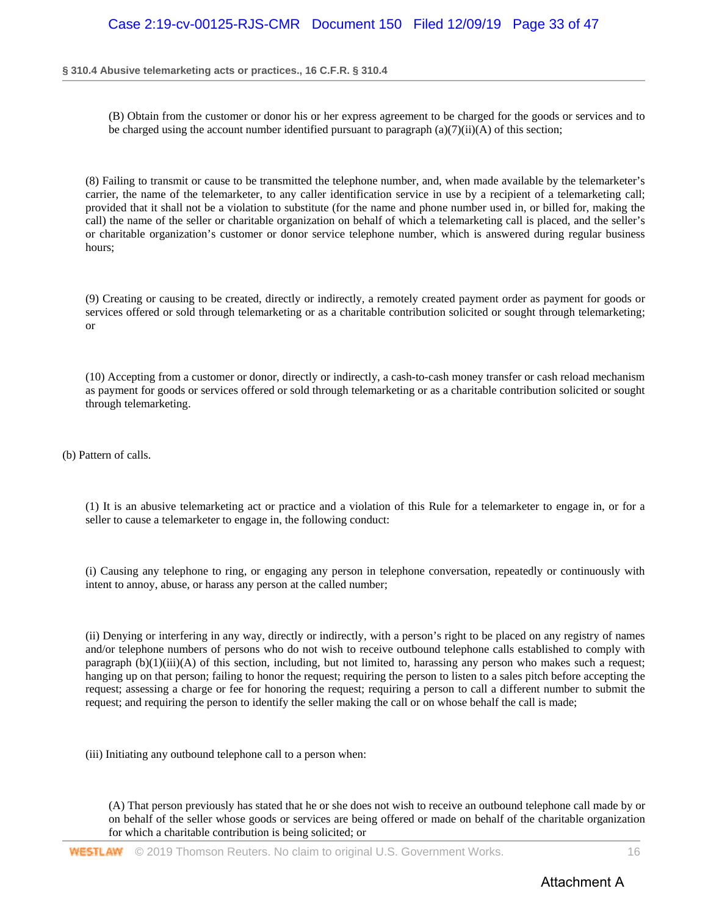(B) Obtain from the customer or donor his or her express agreement to be charged for the goods or services and to be charged using the account number identified pursuant to paragraph (a)(7)(ii)(A) of this section;

(8) Failing to transmit or cause to be transmitted the telephone number, and, when made available by the telemarketer's carrier, the name of the telemarketer, to any caller identification service in use by a recipient of a telemarketing call; provided that it shall not be a violation to substitute (for the name and phone number used in, or billed for, making the call) the name of the seller or charitable organization on behalf of which a telemarketing call is placed, and the seller's or charitable organization's customer or donor service telephone number, which is answered during regular business hours;

(9) Creating or causing to be created, directly or indirectly, a remotely created payment order as payment for goods or services offered or sold through telemarketing or as a charitable contribution solicited or sought through telemarketing; or

(10) Accepting from a customer or donor, directly or indirectly, a cash-to-cash money transfer or cash reload mechanism as payment for goods or services offered or sold through telemarketing or as a charitable contribution solicited or sought through telemarketing.

(b) Pattern of calls.

(1) It is an abusive telemarketing act or practice and a violation of this Rule for a telemarketer to engage in, or for a seller to cause a telemarketer to engage in, the following conduct:

(i) Causing any telephone to ring, or engaging any person in telephone conversation, repeatedly or continuously with intent to annoy, abuse, or harass any person at the called number;

(ii) Denying or interfering in any way, directly or indirectly, with a person's right to be placed on any registry of names and/or telephone numbers of persons who do not wish to receive outbound telephone calls established to comply with paragraph (b)(1)(iii)(A) of this section, including, but not limited to, harassing any person who makes such a request; hanging up on that person; failing to honor the request; requiring the person to listen to a sales pitch before accepting the request; assessing a charge or fee for honoring the request; requiring a person to call a different number to submit the request; and requiring the person to identify the seller making the call or on whose behalf the call is made;

(iii) Initiating any outbound telephone call to a person when:

(A) That person previously has stated that he or she does not wish to receive an outbound telephone call made by or on behalf of the seller whose goods or services are being offered or made on behalf of the charitable organization for which a charitable contribution is being solicited; or

Attachment A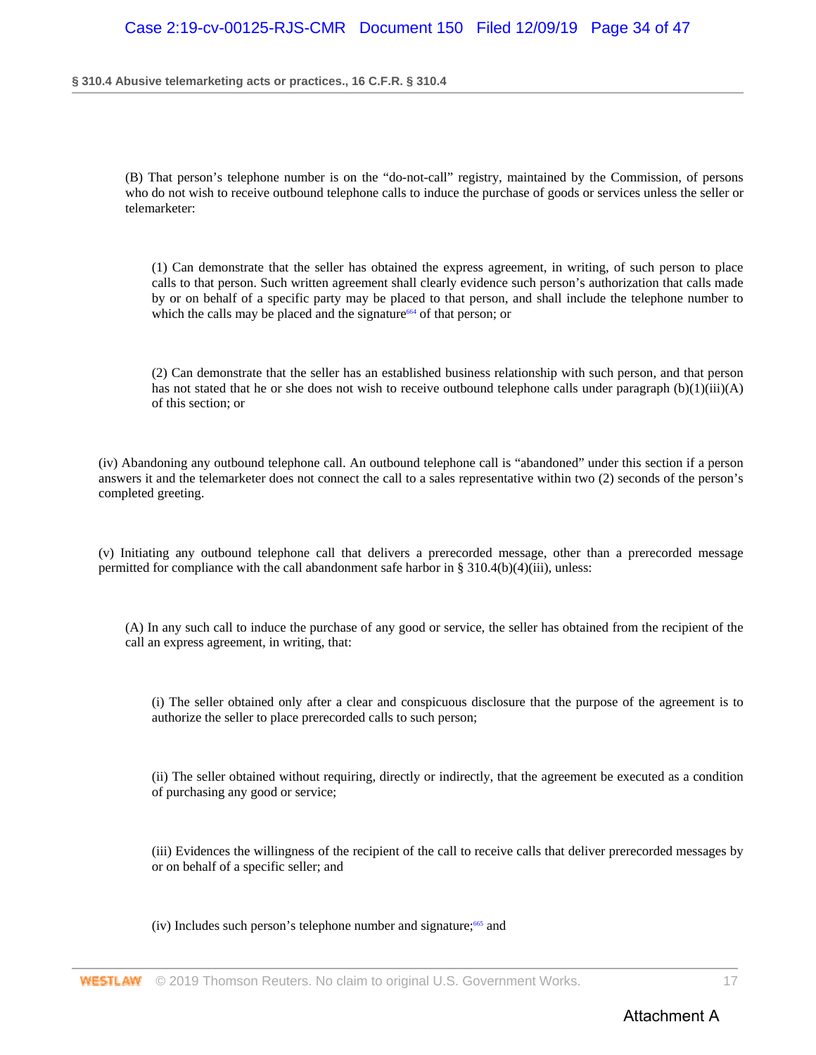(B) That person's telephone number is on the "do-not-call" registry, maintained by the Commission, of persons who do not wish to receive outbound telephone calls to induce the purchase of goods or services unless the seller or telemarketer:

(1) Can demonstrate that the seller has obtained the express agreement, in writing, of such person to place calls to that person. Such written agreement shall clearly evidence such person's authorization that calls made by or on behalf of a specific party may be placed to that person, and shall include the telephone number to which the calls may be placed and the signature[664] of that person; or

(2) Can demonstrate that the seller has an established business relationship with such person, and that person has not stated that he or she does not wish to receive outbound telephone calls under paragraph (b)(1)(iii)(A) of this section; or

(iv) Abandoning any outbound telephone call. An outbound telephone call is "abandoned" under this section if a person answers it and the telemarketer does not connect the call to a sales representative within two (2) seconds of the person's completed greeting.

(v) Initiating any outbound telephone call that delivers a prerecorded message, other than a prerecorded message permitted for compliance with the call abandonment safe harbor in § 310.4(b)(4)(iii), unless:

(A) In any such call to induce the purchase of any good or service, the seller has obtained from the recipient of the call an express agreement, in writing, that:

(i) The seller obtained only after a clear and conspicuous disclosure that the purpose of the agreement is to authorize the seller to place prerecorded calls to such person;

(ii) The seller obtained without requiring, directly or indirectly, that the agreement be executed as a condition of purchasing any good or service;

(iii) Evidences the willingness of the recipient of the call to receive calls that deliver prerecorded messages by or on behalf of a specific seller; and

(iv) Includes such person's telephone number and signature;[665] and

Attachment A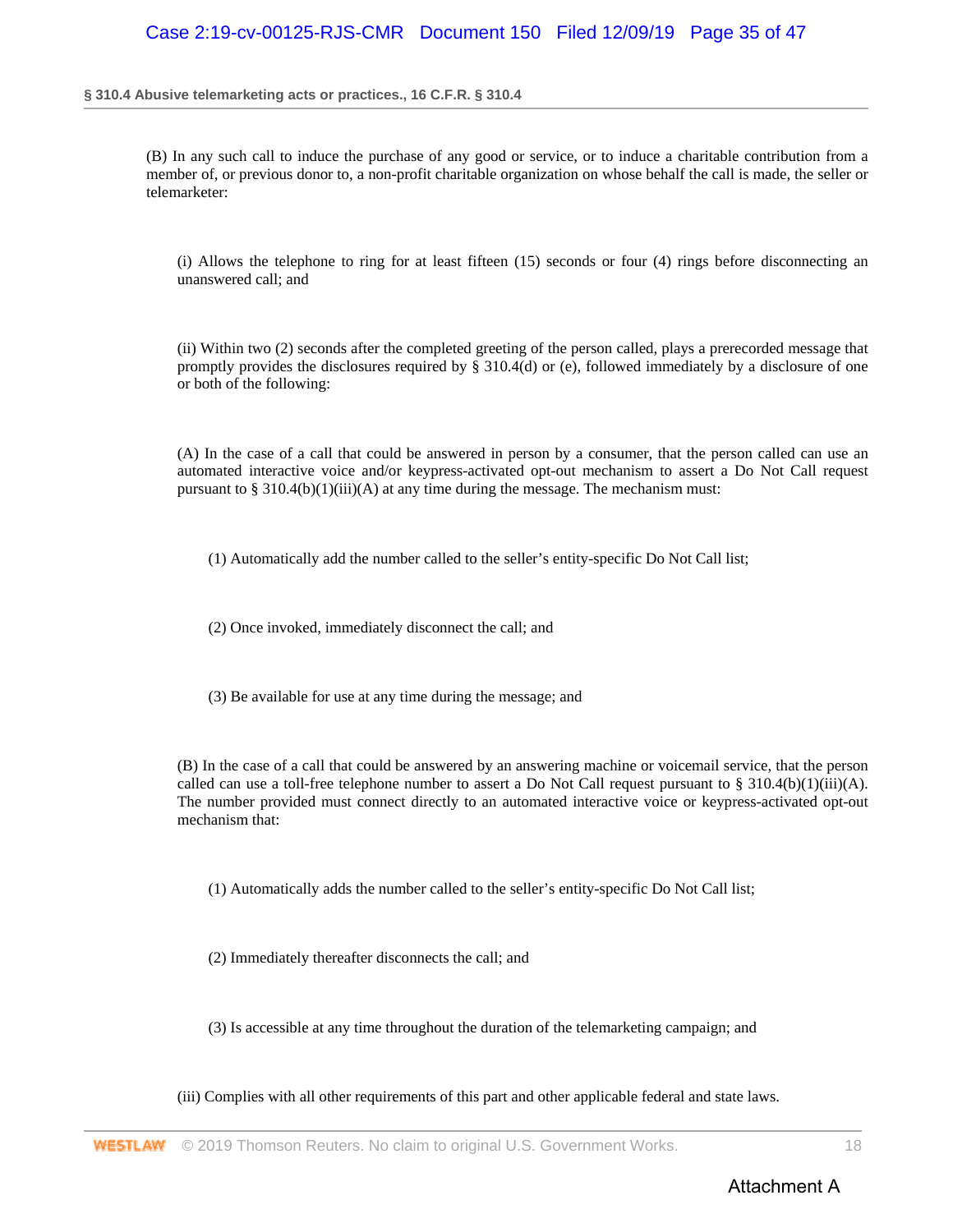(B) In any such call to induce the purchase of any good or service, or to induce a charitable contribution from a member of, or previous donor to, a non-profit charitable organization on whose behalf the call is made, the seller or telemarketer:

(i) Allows the telephone to ring for at least fifteen (15) seconds or four (4) rings before disconnecting an unanswered call; and

(ii) Within two (2) seconds after the completed greeting of the person called, plays a prerecorded message that promptly provides the disclosures required by § 310.4(d) or (e), followed immediately by a disclosure of one or both of the following:

(A) In the case of a call that could be answered in person by a consumer, that the person called can use an automated interactive voice and/or keypress-activated opt-out mechanism to assert a Do Not Call request pursuant to § 310.4(b)(1)(iii)(A) at any time during the message. The mechanism must:

(1) Automatically add the number called to the seller's entity-specific Do Not Call list;

(2) Once invoked, immediately disconnect the call; and

(3) Be available for use at any time during the message; and

(B) In the case of a call that could be answered by an answering machine or voicemail service, that the person called can use a toll-free telephone number to assert a Do Not Call request pursuant to § 310.4(b)(1)(iii)(A). The number provided must connect directly to an automated interactive voice or keypress-activated opt-out mechanism that:

(1) Automatically adds the number called to the seller's entity-specific Do Not Call list;

(2) Immediately thereafter disconnects the call; and

(3) Is accessible at any time throughout the duration of the telemarketing campaign; and

(iii) Complies with all other requirements of this part and other applicable federal and state laws.

Attachment A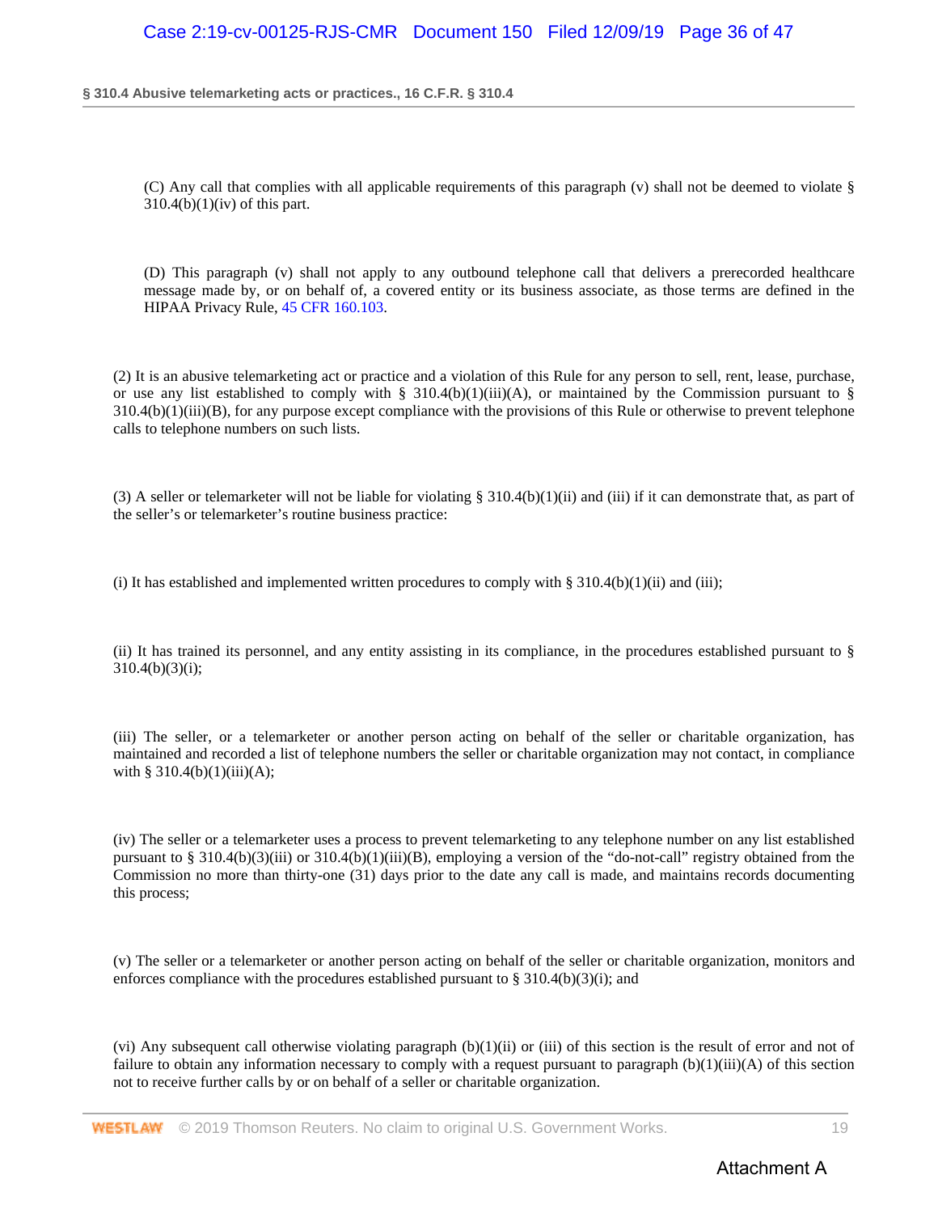(C) Any call that complies with all applicable requirements of this paragraph (v) shall not be deemed to violate § 310.4(b)(1)(iv) of this part.

(D) This paragraph (v) shall not apply to any outbound telephone call that delivers a prerecorded healthcare message made by, or on behalf of, a covered entity or its business associate, as those terms are defined in the HIPAA Privacy Rule, 45 CFR 160.103.

(2) It is an abusive telemarketing act or practice and a violation of this Rule for any person to sell, rent, lease, purchase, or use any list established to comply with § 310.4(b)(1)(iii)(A), or maintained by the Commission pursuant to § 310.4(b)(1)(iii)(B), for any purpose except compliance with the provisions of this Rule or otherwise to prevent telephone calls to telephone numbers on such lists.

(3) A seller or telemarketer will not be liable for violating § 310.4(b)(1)(ii) and (iii) if it can demonstrate that, as part of the seller's or telemarketer's routine business practice:

(i) It has established and implemented written procedures to comply with § 310.4(b)(1)(ii) and (iii);

(ii) It has trained its personnel, and any entity assisting in its compliance, in the procedures established pursuant to § 310.4(b)(3)(i);

(iii) The seller, or a telemarketer or another person acting on behalf of the seller or charitable organization, has maintained and recorded a list of telephone numbers the seller or charitable organization may not contact, in compliance with § 310.4(b)(1)(iii)(A);

(iv) The seller or a telemarketer uses a process to prevent telemarketing to any telephone number on any list established pursuant to § 310.4(b)(3)(iii) or 310.4(b)(1)(iii)(B), employing a version of the "do-not-call" registry obtained from the Commission no more than thirty-one (31) days prior to the date any call is made, and maintains records documenting this process;

(v) The seller or a telemarketer or another person acting on behalf of the seller or charitable organization, monitors and enforces compliance with the procedures established pursuant to § 310.4(b)(3)(i); and

(vi) Any subsequent call otherwise violating paragraph (b)(1)(ii) or (iii) of this section is the result of error and not of failure to obtain any information necessary to comply with a request pursuant to paragraph (b)(1)(iii)(A) of this section not to receive further calls by or on behalf of a seller or charitable organization.

Attachment A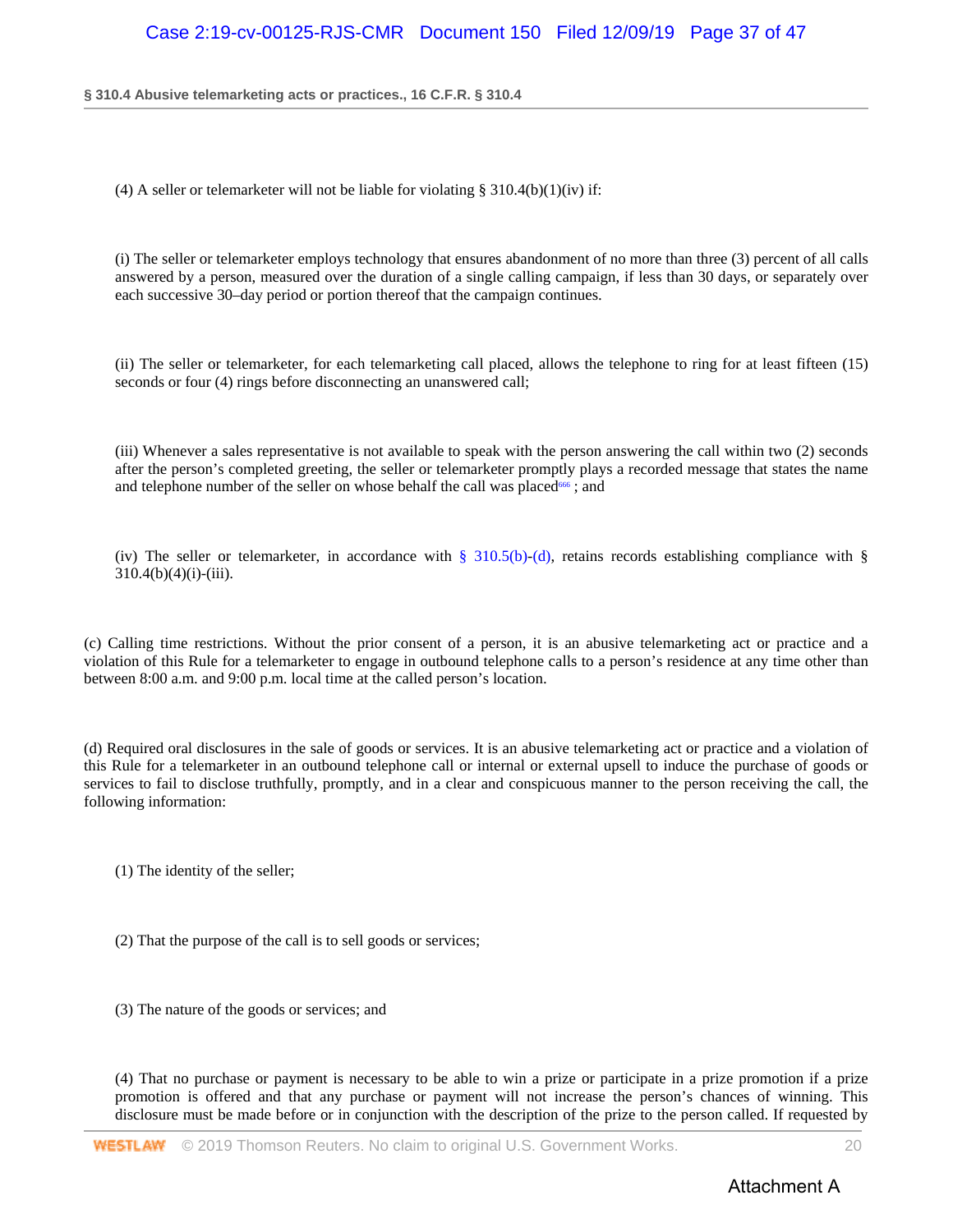(4) A seller or telemarketer will not be liable for violating § 310.4(b)(1)(iv) if:

(i) The seller or telemarketer employs technology that ensures abandonment of no more than three (3) percent of all calls answered by a person, measured over the duration of a single calling campaign, if less than 30 days, or separately over each successive 30–day period or portion thereof that the campaign continues.

(ii) The seller or telemarketer, for each telemarketing call placed, allows the telephone to ring for at least fifteen (15) seconds or four (4) rings before disconnecting an unanswered call;

(iii) Whenever a sales representative is not available to speak with the person answering the call within two (2) seconds after the person's completed greeting, the seller or telemarketer promptly plays a recorded message that states the name and telephone number of the seller on whose behalf the call was placed[666] ; and

(iv) The seller or telemarketer, in accordance with § 310.5(b)-(d), retains records establishing compliance with § 310.4(b)(4)(i)-(iii).

(c) Calling time restrictions. Without the prior consent of a person, it is an abusive telemarketing act or practice and a violation of this Rule for a telemarketer to engage in outbound telephone calls to a person's residence at any time other than between 8:00 a.m. and 9:00 p.m. local time at the called person's location.

(d) Required oral disclosures in the sale of goods or services. It is an abusive telemarketing act or practice and a violation of this Rule for a telemarketer in an outbound telephone call or internal or external upsell to induce the purchase of goods or services to fail to disclose truthfully, promptly, and in a clear and conspicuous manner to the person receiving the call, the following information:

(1) The identity of the seller;

(2) That the purpose of the call is to sell goods or services;

(3) The nature of the goods or services; and

(4) That no purchase or payment is necessary to be able to win a prize or participate in a prize promotion if a prize promotion is offered and that any purchase or payment will not increase the person's chances of winning. This disclosure must be made before or in conjunction with the description of the prize to the person called. If requested by

Attachment A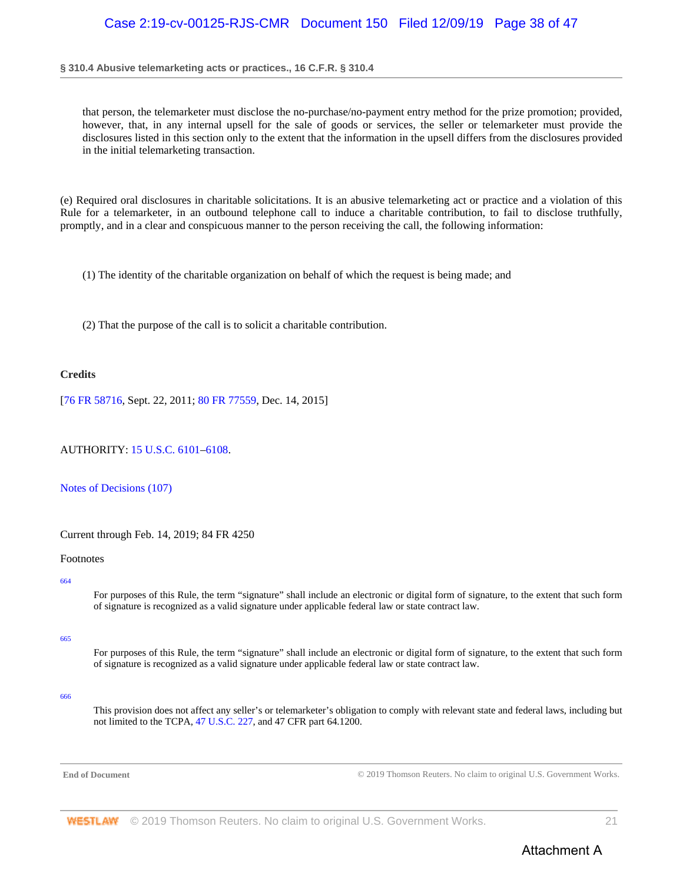that person, the telemarketer must disclose the no-purchase/no-payment entry method for the prize promotion; provided, however, that, in any internal upsell for the sale of goods or services, the seller or telemarketer must provide the disclosures listed in this section only to the extent that the information in the upsell differs from the disclosures provided in the initial telemarketing transaction.

(e) Required oral disclosures in charitable solicitations. It is an abusive telemarketing act or practice and a violation of this Rule for a telemarketer, in an outbound telephone call to induce a charitable contribution, to fail to disclose truthfully, promptly, and in a clear and conspicuous manner to the person receiving the call, the following information:

(1) The identity of the charitable organization on behalf of which the request is being made; and

(2) That the purpose of the call is to solicit a charitable contribution.

**Credits**

[76 FR 58716, Sept. 22, 2011; 80 FR 77559, Dec. 14, 2015]

AUTHORITY: 15 U.S.C. 6101–6108.

Notes of Decisions (107)

Current through Feb. 14, 2019; 84 FR 4250

Footnotes

664

For purposes of this Rule, the term "signature" shall include an electronic or digital form of signature, to the extent that such form of signature is recognized as a valid signature under applicable federal law or state contract law.

665

For purposes of this Rule, the term "signature" shall include an electronic or digital form of signature, to the extent that such form of signature is recognized as a valid signature under applicable federal law or state contract law.

666

This provision does not affect any seller's or telemarketer's obligation to comply with relevant state and federal laws, including but not limited to the TCPA, 47 U.S.C. 227, and 47 CFR part 64.1200.

End of Document © 2019 Thomson Reuters. No claim to original U.S. Government Works.

Attachment A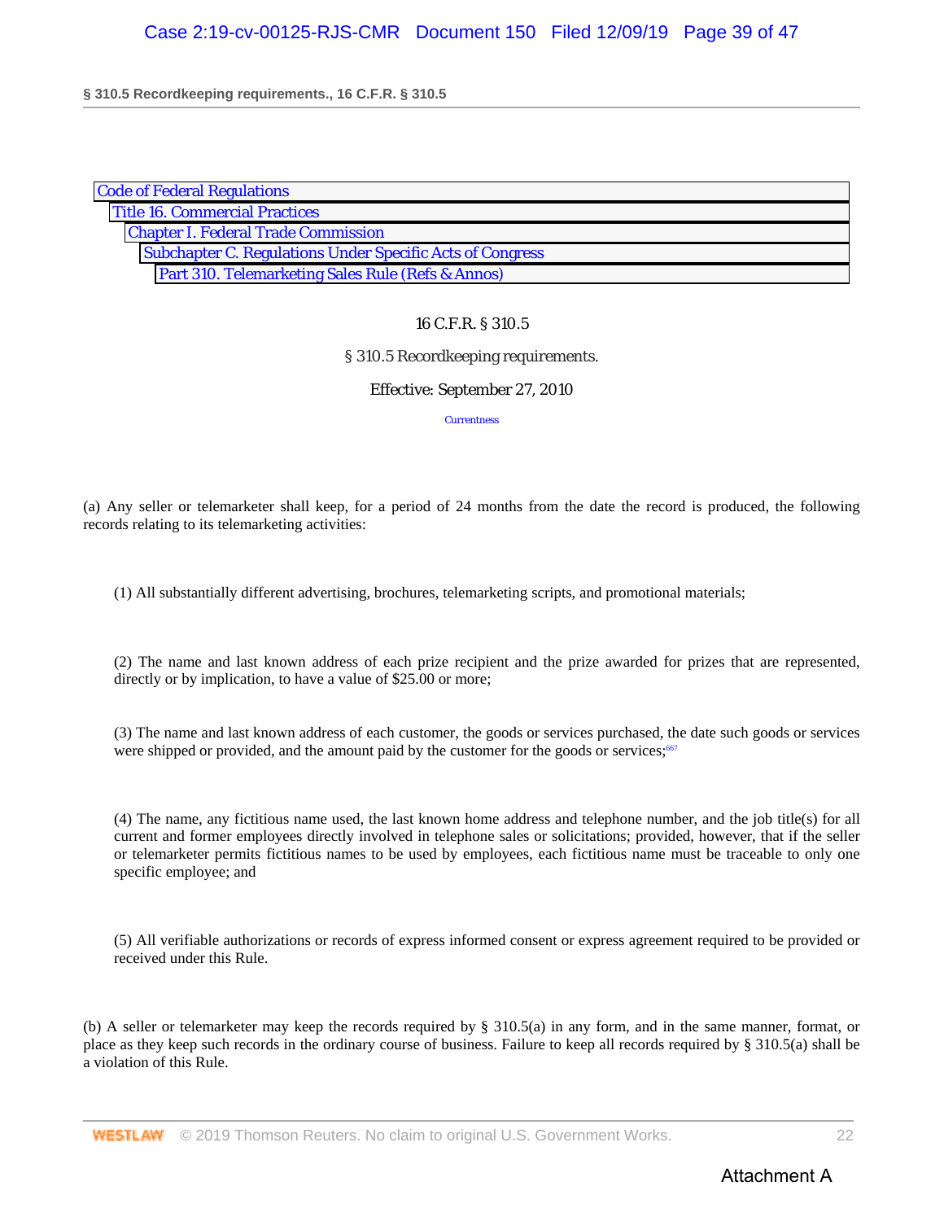Code of Federal Regulations
Title 16. Commercial Practices
Chapter I. Federal Trade Commission
Subchapter C. Regulations Under Specific Acts of Congress
Part 310. Telemarketing Sales Rule (Refs & Annos)

16 C.F.R. § 310.5

## § 310.5 Recordkeeping requirements.

Effective: September 27, 2010

Currentness

(a) Any seller or telemarketer shall keep, for a period of 24 months from the date the record is produced, the following records relating to its telemarketing activities:

(1) All substantially different advertising, brochures, telemarketing scripts, and promotional materials;

(2) The name and last known address of each prize recipient and the prize awarded for prizes that are represented, directly or by implication, to have a value of $25.00 or more;

(3) The name and last known address of each customer, the goods or services purchased, the date such goods or services were shipped or provided, and the amount paid by the customer for the goods or services;[667]

(4) The name, any fictitious name used, the last known home address and telephone number, and the job title(s) for all current and former employees directly involved in telephone sales or solicitations; provided, however, that if the seller or telemarketer permits fictitious names to be used by employees, each fictitious name must be traceable to only one specific employee; and

(5) All verifiable authorizations or records of express informed consent or express agreement required to be provided or received under this Rule.

(b) A seller or telemarketer may keep the records required by § 310.5(a) in any form, and in the same manner, format, or place as they keep such records in the ordinary course of business. Failure to keep all records required by § 310.5(a) shall be a violation of this Rule.

Attachment A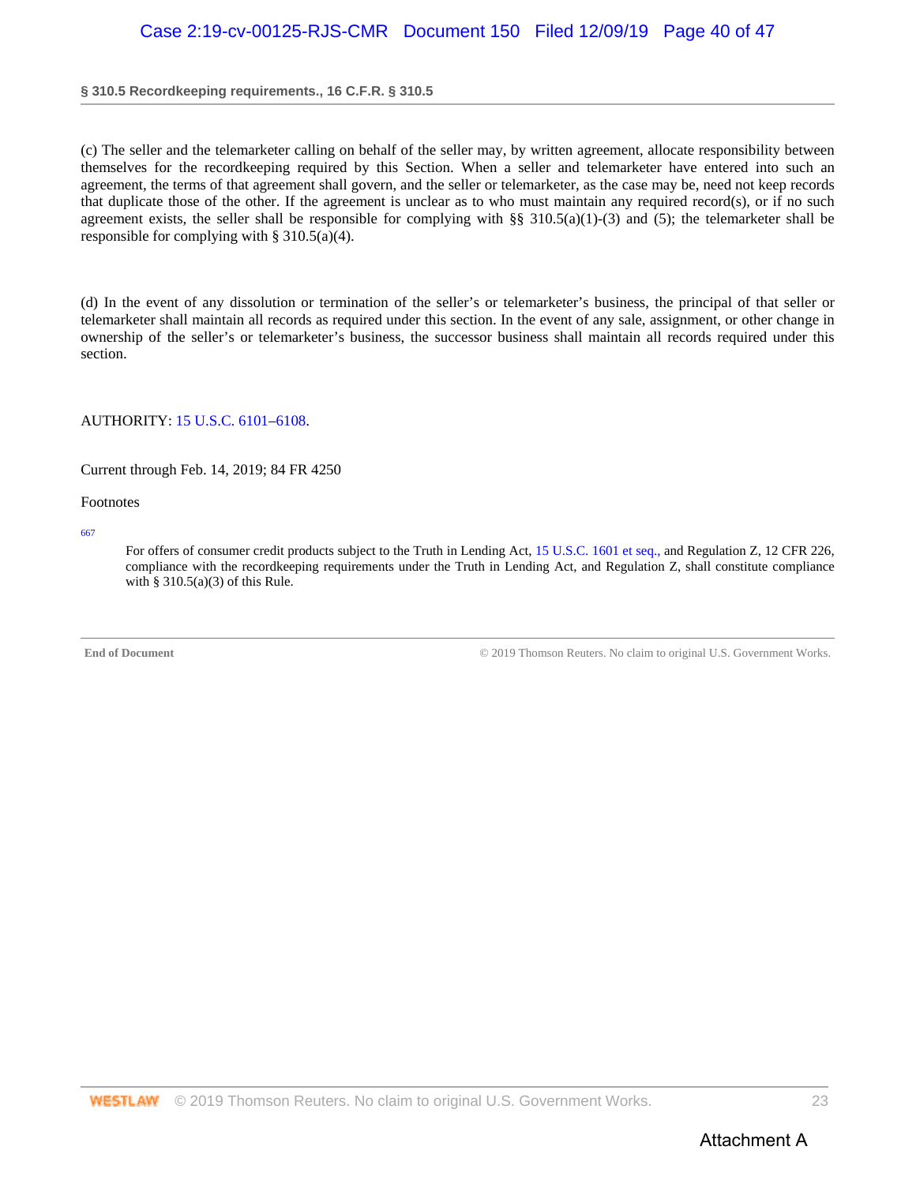(c) The seller and the telemarketer calling on behalf of the seller may, by written agreement, allocate responsibility between themselves for the recordkeeping required by this Section. When a seller and telemarketer have entered into such an agreement, the terms of that agreement shall govern, and the seller or telemarketer, as the case may be, need not keep records that duplicate those of the other. If the agreement is unclear as to who must maintain any required record(s), or if no such agreement exists, the seller shall be responsible for complying with §§ 310.5(a)(1)-(3) and (5); the telemarketer shall be responsible for complying with § 310.5(a)(4).

(d) In the event of any dissolution or termination of the seller's or telemarketer's business, the principal of that seller or telemarketer shall maintain all records as required under this section. In the event of any sale, assignment, or other change in ownership of the seller's or telemarketer's business, the successor business shall maintain all records required under this section.

AUTHORITY: 15 U.S.C. 6101–6108.

Current through Feb. 14, 2019; 84 FR 4250

Footnotes

667

For offers of consumer credit products subject to the Truth in Lending Act, 15 U.S.C. 1601 et seq., and Regulation Z, 12 CFR 226, compliance with the recordkeeping requirements under the Truth in Lending Act, and Regulation Z, shall constitute compliance with § 310.5(a)(3) of this Rule.

**End of Document** © 2019 Thomson Reuters. No claim to original U.S. Government Works.

Attachment A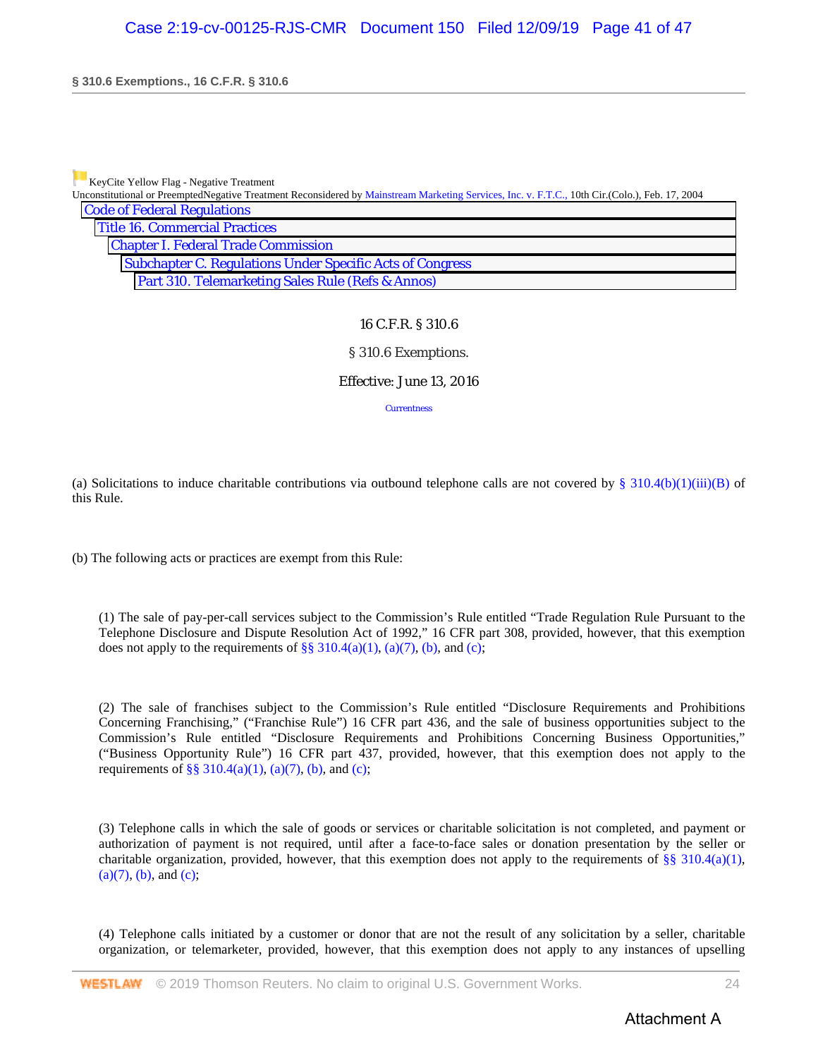KeyCite Yellow Flag - Negative Treatment
Unconstitutional or PreemptedNegative Treatment Reconsidered by Mainstream Marketing Services, Inc. v. F.T.C., 10th Cir.(Colo.), Feb. 17, 2004

Code of Federal Regulations
Title 16. Commercial Practices
Chapter I. Federal Trade Commission
Subchapter C. Regulations Under Specific Acts of Congress
Part 310. Telemarketing Sales Rule (Refs & Annos)

16 C.F.R. § 310.6

§ 310.6 Exemptions.

Effective: June 13, 2016

Currentness

(a) Solicitations to induce charitable contributions via outbound telephone calls are not covered by § 310.4(b)(1)(iii)(B) of this Rule.

(b) The following acts or practices are exempt from this Rule:

(1) The sale of pay-per-call services subject to the Commission's Rule entitled "Trade Regulation Rule Pursuant to the Telephone Disclosure and Dispute Resolution Act of 1992," 16 CFR part 308, provided, however, that this exemption does not apply to the requirements of §§ 310.4(a)(1), (a)(7), (b), and (c);

(2) The sale of franchises subject to the Commission's Rule entitled "Disclosure Requirements and Prohibitions Concerning Franchising," ("Franchise Rule") 16 CFR part 436, and the sale of business opportunities subject to the Commission's Rule entitled "Disclosure Requirements and Prohibitions Concerning Business Opportunities," ("Business Opportunity Rule") 16 CFR part 437, provided, however, that this exemption does not apply to the requirements of §§ 310.4(a)(1), (a)(7), (b), and (c);

(3) Telephone calls in which the sale of goods or services or charitable solicitation is not completed, and payment or authorization of payment is not required, until after a face-to-face sales or donation presentation by the seller or charitable organization, provided, however, that this exemption does not apply to the requirements of §§ 310.4(a)(1), (a)(7), (b), and (c);

(4) Telephone calls initiated by a customer or donor that are not the result of any solicitation by a seller, charitable organization, or telemarketer, provided, however, that this exemption does not apply to any instances of upselling

Attachment A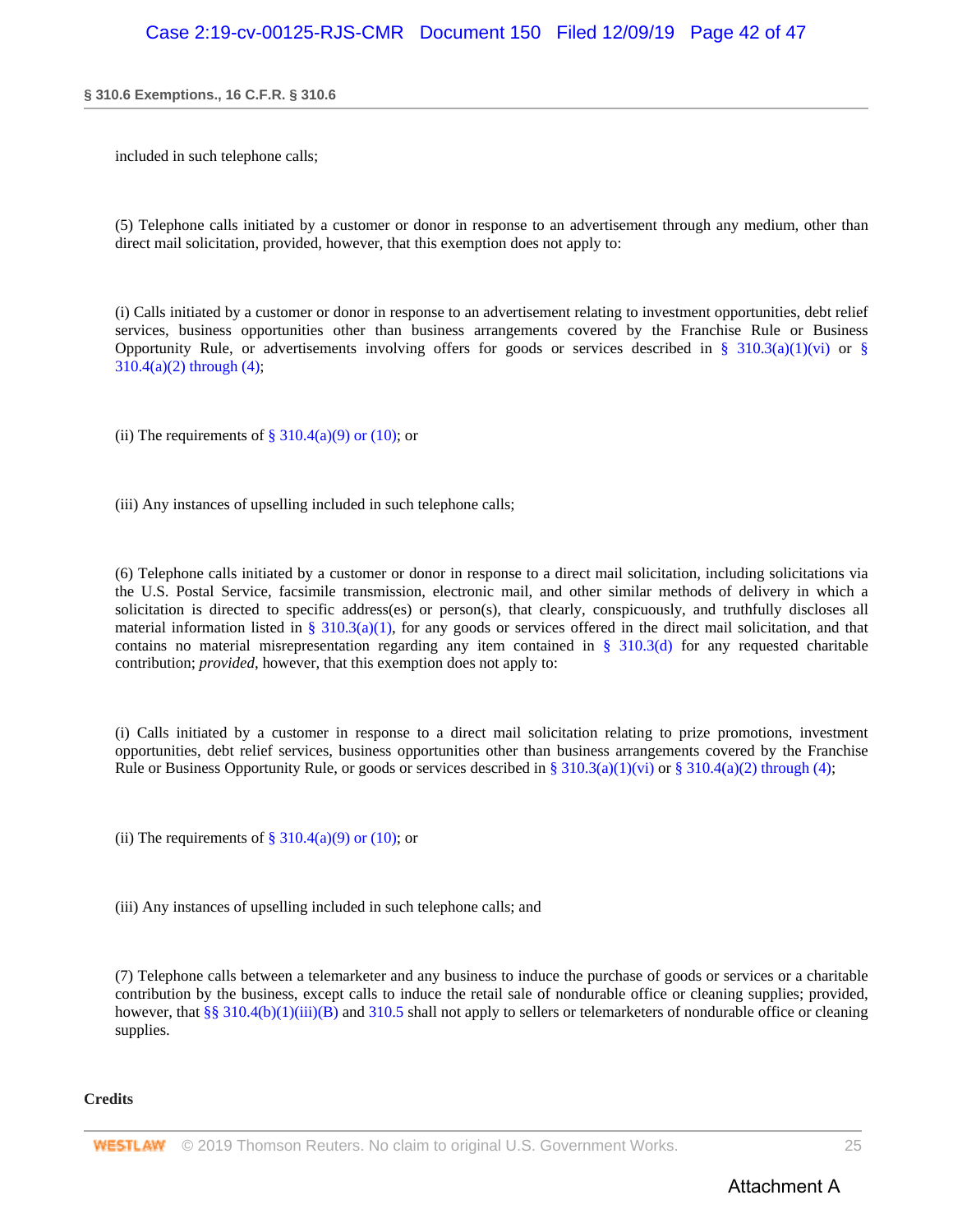included in such telephone calls;

(5) Telephone calls initiated by a customer or donor in response to an advertisement through any medium, other than direct mail solicitation, provided, however, that this exemption does not apply to:

(i) Calls initiated by a customer or donor in response to an advertisement relating to investment opportunities, debt relief services, business opportunities other than business arrangements covered by the Franchise Rule or Business Opportunity Rule, or advertisements involving offers for goods or services described in § 310.3(a)(1)(vi) or § 310.4(a)(2) through (4);

(ii) The requirements of § 310.4(a)(9) or (10); or

(iii) Any instances of upselling included in such telephone calls;

(6) Telephone calls initiated by a customer or donor in response to a direct mail solicitation, including solicitations via the U.S. Postal Service, facsimile transmission, electronic mail, and other similar methods of delivery in which a solicitation is directed to specific address(es) or person(s), that clearly, conspicuously, and truthfully discloses all material information listed in § 310.3(a)(1), for any goods or services offered in the direct mail solicitation, and that contains no material misrepresentation regarding any item contained in § 310.3(d) for any requested charitable contribution; *provided*, however, that this exemption does not apply to:

(i) Calls initiated by a customer in response to a direct mail solicitation relating to prize promotions, investment opportunities, debt relief services, business opportunities other than business arrangements covered by the Franchise Rule or Business Opportunity Rule, or goods or services described in § 310.3(a)(1)(vi) or § 310.4(a)(2) through (4);

(ii) The requirements of § 310.4(a)(9) or (10); or

(iii) Any instances of upselling included in such telephone calls; and

(7) Telephone calls between a telemarketer and any business to induce the purchase of goods or services or a charitable contribution by the business, except calls to induce the retail sale of nondurable office or cleaning supplies; provided, however, that §§ 310.4(b)(1)(iii)(B) and 310.5 shall not apply to sellers or telemarketers of nondurable office or cleaning supplies.

**Credits**

Attachment A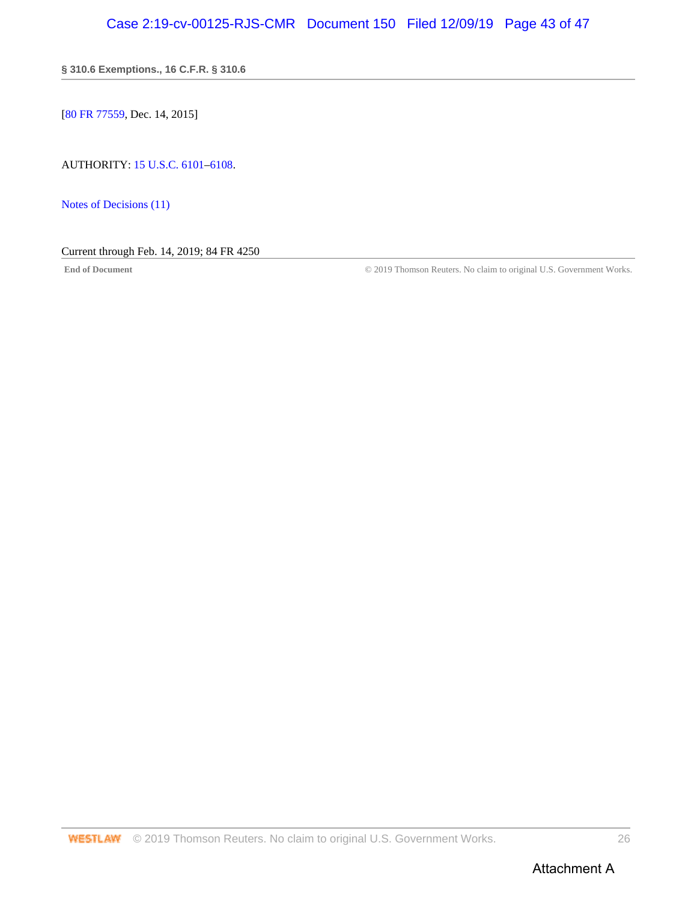[80 FR 77559, Dec. 14, 2015]

AUTHORITY: 15 U.S.C. 6101–6108.

Notes of Decisions (11)

Current through Feb. 14, 2019; 84 FR 4250

**End of Document** © 2019 Thomson Reuters. No claim to original U.S. Government Works.

Attachment A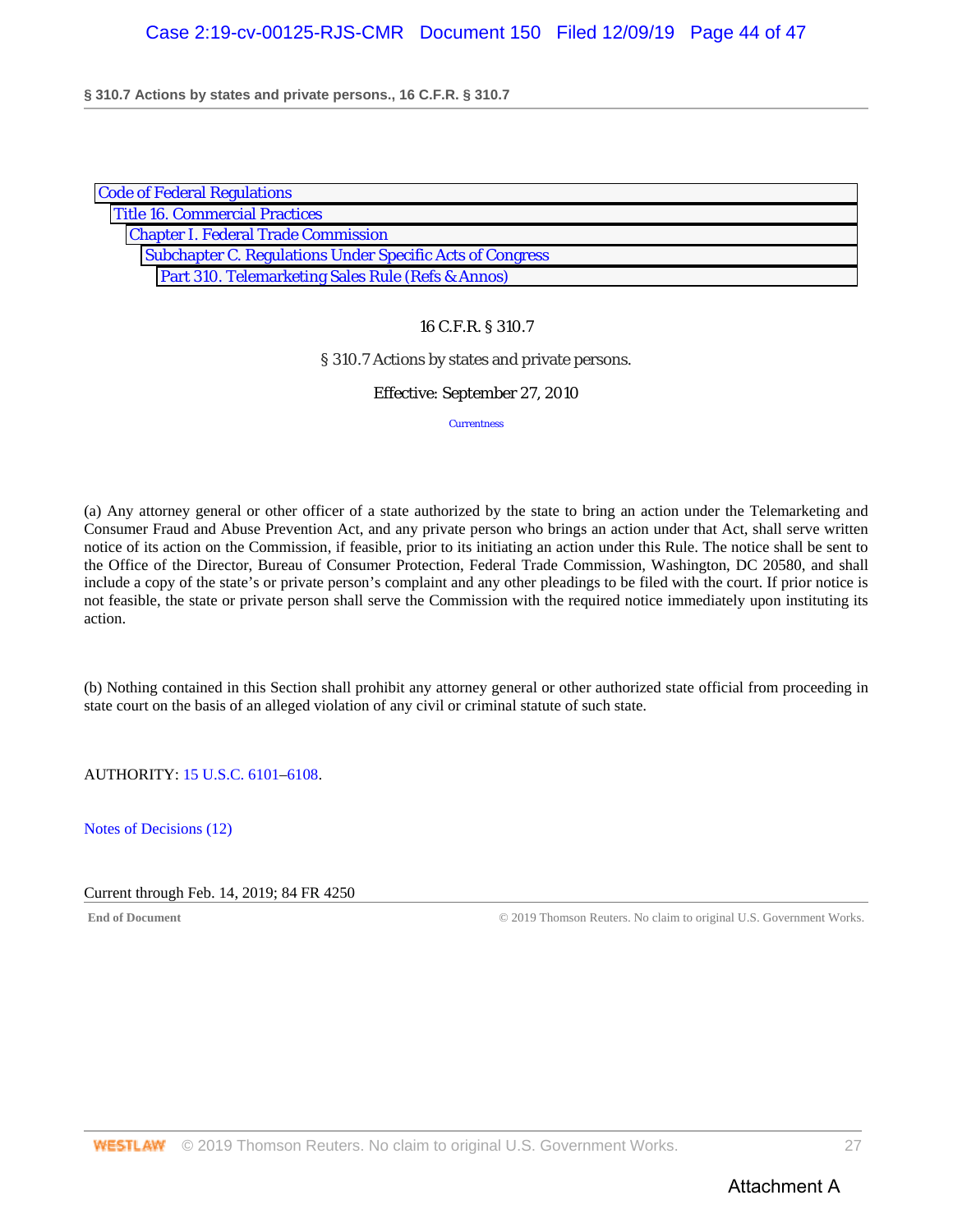Code of Federal Regulations
Title 16. Commercial Practices
Chapter I. Federal Trade Commission
Subchapter C. Regulations Under Specific Acts of Congress
Part 310. Telemarketing Sales Rule (Refs & Annos)

16 C.F.R. § 310.7

§ 310.7 Actions by states and private persons.

Effective: September 27, 2010

Currentness

(a) Any attorney general or other officer of a state authorized by the state to bring an action under the Telemarketing and Consumer Fraud and Abuse Prevention Act, and any private person who brings an action under that Act, shall serve written notice of its action on the Commission, if feasible, prior to its initiating an action under this Rule. The notice shall be sent to the Office of the Director, Bureau of Consumer Protection, Federal Trade Commission, Washington, DC 20580, and shall include a copy of the state's or private person's complaint and any other pleadings to be filed with the court. If prior notice is not feasible, the state or private person shall serve the Commission with the required notice immediately upon instituting its action.

(b) Nothing contained in this Section shall prohibit any attorney general or other authorized state official from proceeding in state court on the basis of an alleged violation of any civil or criminal statute of such state.

AUTHORITY: 15 U.S.C. 6101–6108.

Notes of Decisions (12)

Current through Feb. 14, 2019; 84 FR 4250

End of Document © 2019 Thomson Reuters. No claim to original U.S. Government Works.

Attachment A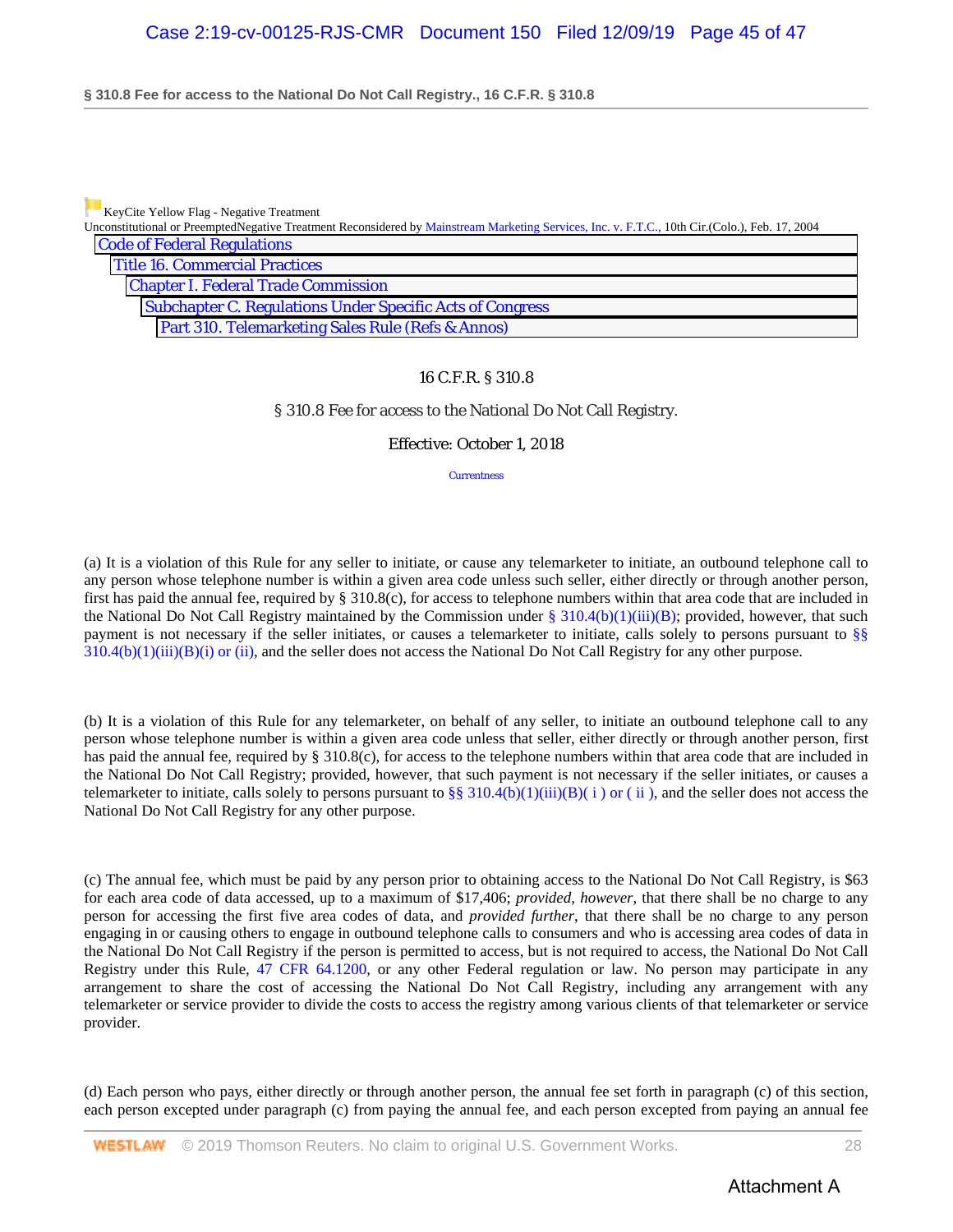KeyCite Yellow Flag - Negative Treatment
Unconstitutional or PreemptedNegative Treatment Reconsidered by Mainstream Marketing Services, Inc. v. F.T.C., 10th Cir.(Colo.), Feb. 17, 2004

Code of Federal Regulations
Title 16. Commercial Practices
Chapter I. Federal Trade Commission
Subchapter C. Regulations Under Specific Acts of Congress
Part 310. Telemarketing Sales Rule (Refs & Annos)

16 C.F.R. § 310.8

§ 310.8 Fee for access to the National Do Not Call Registry.

Effective: October 1, 2018

Currentness

(a) It is a violation of this Rule for any seller to initiate, or cause any telemarketer to initiate, an outbound telephone call to any person whose telephone number is within a given area code unless such seller, either directly or through another person, first has paid the annual fee, required by § 310.8(c), for access to telephone numbers within that area code that are included in the National Do Not Call Registry maintained by the Commission under § 310.4(b)(1)(iii)(B); provided, however, that such payment is not necessary if the seller initiates, or causes a telemarketer to initiate, calls solely to persons pursuant to §§ 310.4(b)(1)(iii)(B)(i) or (ii), and the seller does not access the National Do Not Call Registry for any other purpose.

(b) It is a violation of this Rule for any telemarketer, on behalf of any seller, to initiate an outbound telephone call to any person whose telephone number is within a given area code unless that seller, either directly or through another person, first has paid the annual fee, required by § 310.8(c), for access to the telephone numbers within that area code that are included in the National Do Not Call Registry; provided, however, that such payment is not necessary if the seller initiates, or causes a telemarketer to initiate, calls solely to persons pursuant to §§ 310.4(b)(1)(iii)(B)( i ) or ( ii ), and the seller does not access the National Do Not Call Registry for any other purpose.

(c) The annual fee, which must be paid by any person prior to obtaining access to the National Do Not Call Registry, is $63 for each area code of data accessed, up to a maximum of $17,406; *provided, however*, that there shall be no charge to any person for accessing the first five area codes of data, and *provided further*, that there shall be no charge to any person engaging in or causing others to engage in outbound telephone calls to consumers and who is accessing area codes of data in the National Do Not Call Registry if the person is permitted to access, but is not required to access, the National Do Not Call Registry under this Rule, 47 CFR 64.1200, or any other Federal regulation or law. No person may participate in any arrangement to share the cost of accessing the National Do Not Call Registry, including any arrangement with any telemarketer or service provider to divide the costs to access the registry among various clients of that telemarketer or service provider.

(d) Each person who pays, either directly or through another person, the annual fee set forth in paragraph (c) of this section, each person excepted under paragraph (c) from paying the annual fee, and each person excepted from paying an annual fee

Attachment A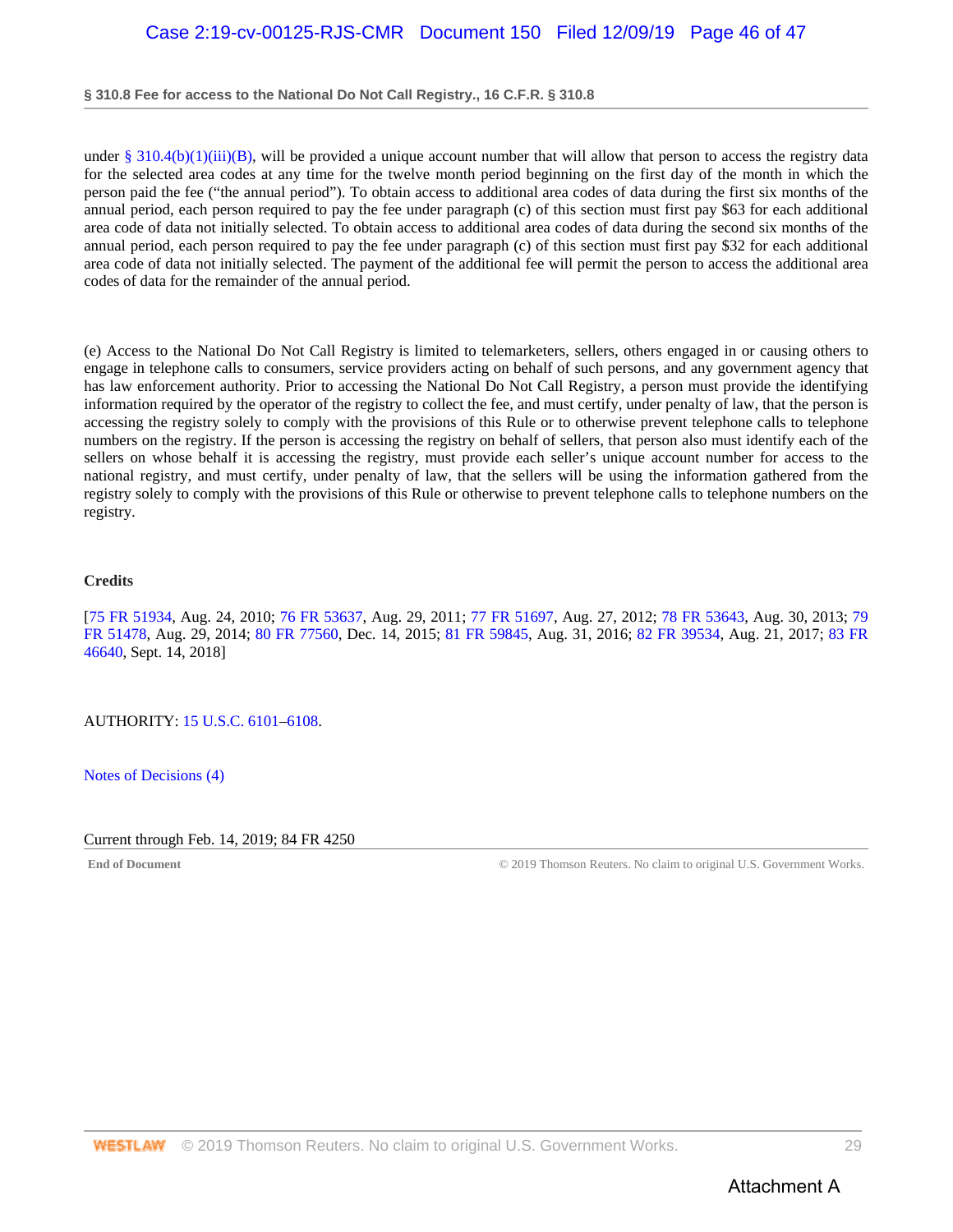under § 310.4(b)(1)(iii)(B), will be provided a unique account number that will allow that person to access the registry data for the selected area codes at any time for the twelve month period beginning on the first day of the month in which the person paid the fee ("the annual period"). To obtain access to additional area codes of data during the first six months of the annual period, each person required to pay the fee under paragraph (c) of this section must first pay $63 for each additional area code of data not initially selected. To obtain access to additional area codes of data during the second six months of the annual period, each person required to pay the fee under paragraph (c) of this section must first pay $32 for each additional area code of data not initially selected. The payment of the additional fee will permit the person to access the additional area codes of data for the remainder of the annual period.

(e) Access to the National Do Not Call Registry is limited to telemarketers, sellers, others engaged in or causing others to engage in telephone calls to consumers, service providers acting on behalf of such persons, and any government agency that has law enforcement authority. Prior to accessing the National Do Not Call Registry, a person must provide the identifying information required by the operator of the registry to collect the fee, and must certify, under penalty of law, that the person is accessing the registry solely to comply with the provisions of this Rule or to otherwise prevent telephone calls to telephone numbers on the registry. If the person is accessing the registry on behalf of sellers, that person also must identify each of the sellers on whose behalf it is accessing the registry, must provide each seller's unique account number for access to the national registry, and must certify, under penalty of law, that the sellers will be using the information gathered from the registry solely to comply with the provisions of this Rule or otherwise to prevent telephone calls to telephone numbers on the registry.

**Credits**

[75 FR 51934, Aug. 24, 2010; 76 FR 53637, Aug. 29, 2011; 77 FR 51697, Aug. 27, 2012; 78 FR 53643, Aug. 30, 2013; 79 FR 51478, Aug. 29, 2014; 80 FR 77560, Dec. 14, 2015; 81 FR 59845, Aug. 31, 2016; 82 FR 39534, Aug. 21, 2017; 83 FR 46640, Sept. 14, 2018]

AUTHORITY: 15 U.S.C. 6101–6108.

Notes of Decisions (4)

Current through Feb. 14, 2019; 84 FR 4250

**End of Document** © 2019 Thomson Reuters. No claim to original U.S. Government Works.

Attachment A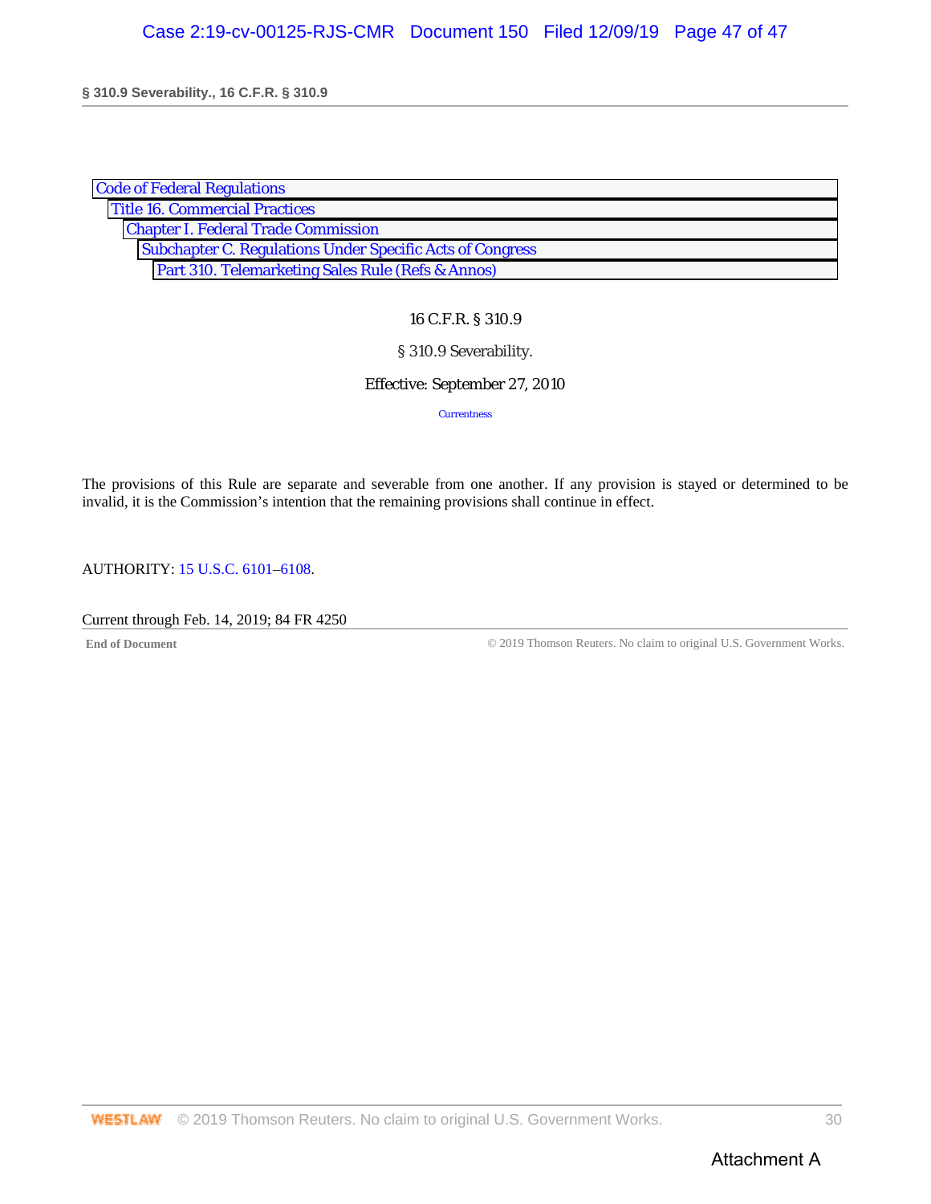Code of Federal Regulations
Title 16. Commercial Practices
Chapter I. Federal Trade Commission
Subchapter C. Regulations Under Specific Acts of Congress
Part 310. Telemarketing Sales Rule (Refs & Annos)

16 C.F.R. § 310.9

§ 310.9 Severability.

Effective: September 27, 2010

Currentness

The provisions of this Rule are separate and severable from one another. If any provision is stayed or determined to be invalid, it is the Commission's intention that the remaining provisions shall continue in effect.

AUTHORITY: 15 U.S.C. 6101–6108.

Current through Feb. 14, 2019; 84 FR 4250

End of Document © 2019 Thomson Reuters. No claim to original U.S. Government Works.

Attachment A